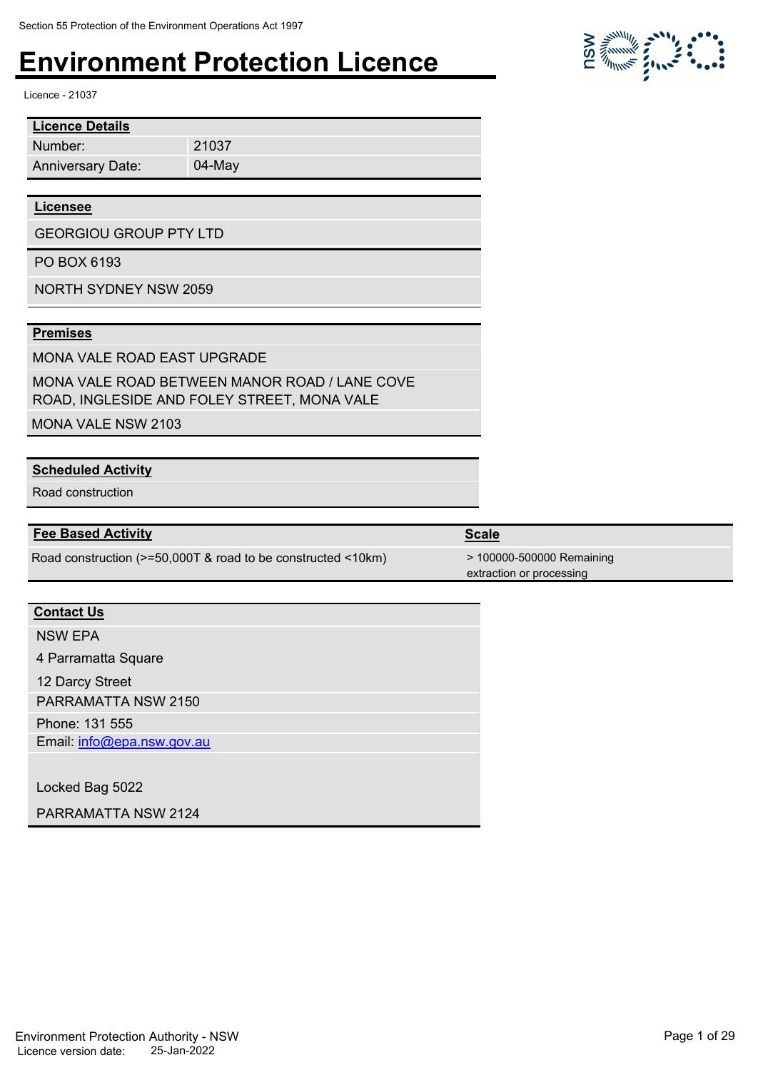Section 55 Protection of the Environment Operations Act 1997

# Environment Protection Licence

Licence - 21037

| **Licence Details** | |
|---|---|
| Number: | 21037 |
| Anniversary Date: | 04-May |

**Licensee**

GEORGIOU GROUP PTY LTD

PO BOX 6193

NORTH SYDNEY NSW 2059

**Premises**

MONA VALE ROAD EAST UPGRADE

MONA VALE ROAD BETWEEN MANOR ROAD / LANE COVE ROAD, INGLESIDE AND FOLEY STREET, MONA VALE

MONA VALE NSW 2103

**Scheduled Activity**

Road construction

| **Fee Based Activity** | **Scale** |
|---|---|
| Road construction (>=50,000T & road to be constructed <10km) | > 100000-500000 Remaining extraction or processing |

**Contact Us**

NSW EPA

4 Parramatta Square

12 Darcy Street

PARRAMATTA NSW 2150

Phone: 131 555

Email: info@epa.nsw.gov.au

Locked Bag 5022

PARRAMATTA NSW 2124

Environment Protection Authority - NSW

Licence version date: 25-Jan-2022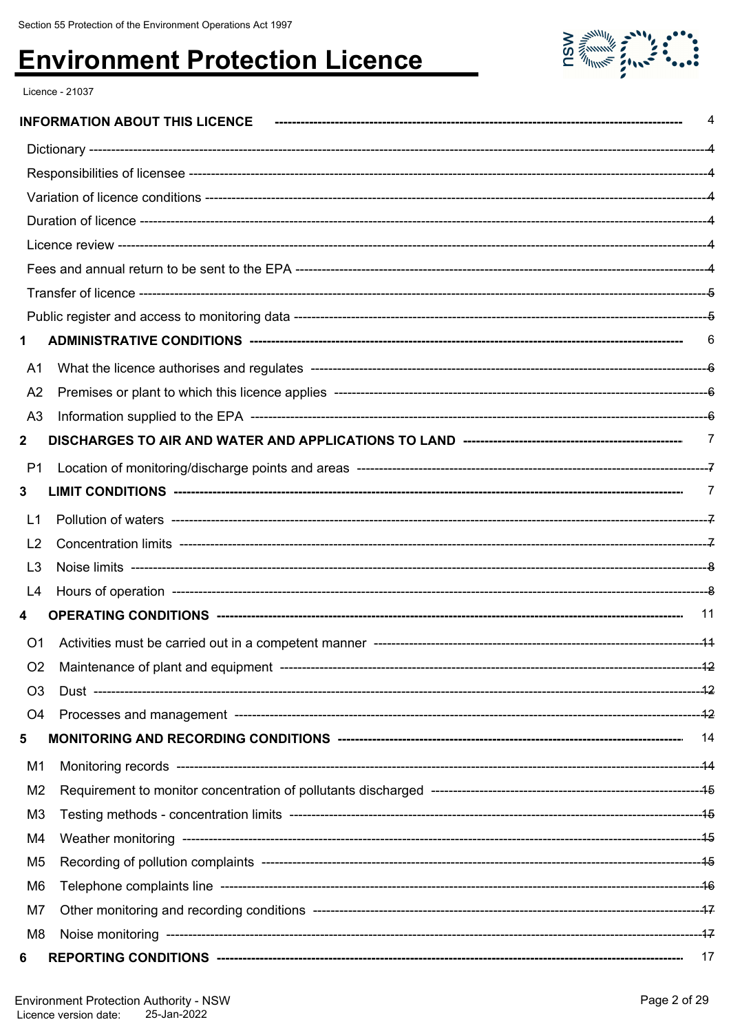Section 55 Protection of the Environment Operations Act 1997

# Environment Protection Licence

Licence - 21037

| | |
|---|---|
| **INFORMATION ABOUT THIS LICENCE** | 4 |
| Dictionary | 4 |
| Responsibilities of licensee | 4 |
| Variation of licence conditions | 4 |
| Duration of licence | 4 |
| Licence review | 4 |
| Fees and annual return to be sent to the EPA | 4 |
| Transfer of licence | 5 |
| Public register and access to monitoring data | 5 |
| **1 ADMINISTRATIVE CONDITIONS** | 6 |
| A1 What the licence authorises and regulates | 6 |
| A2 Premises or plant to which this licence applies | 6 |
| A3 Information supplied to the EPA | 6 |
| **2 DISCHARGES TO AIR AND WATER AND APPLICATIONS TO LAND** | 7 |
| P1 Location of monitoring/discharge points and areas | 7 |
| **3 LIMIT CONDITIONS** | 7 |
| L1 Pollution of waters | 7 |
| L2 Concentration limits | 7 |
| L3 Noise limits | 8 |
| L4 Hours of operation | 8 |
| **4 OPERATING CONDITIONS** | 11 |
| O1 Activities must be carried out in a competent manner | 11 |
| O2 Maintenance of plant and equipment | 12 |
| O3 Dust | 12 |
| O4 Processes and management | 12 |
| **5 MONITORING AND RECORDING CONDITIONS** | 14 |
| M1 Monitoring records | 14 |
| M2 Requirement to monitor concentration of pollutants discharged | 15 |
| M3 Testing methods - concentration limits | 15 |
| M4 Weather monitoring | 15 |
| M5 Recording of pollution complaints | 15 |
| M6 Telephone complaints line | 16 |
| M7 Other monitoring and recording conditions | 17 |
| M8 Noise monitoring | 17 |
| **6 REPORTING CONDITIONS** | 17 |

Environment Protection Authority - NSW
Licence version date: 25-Jan-2022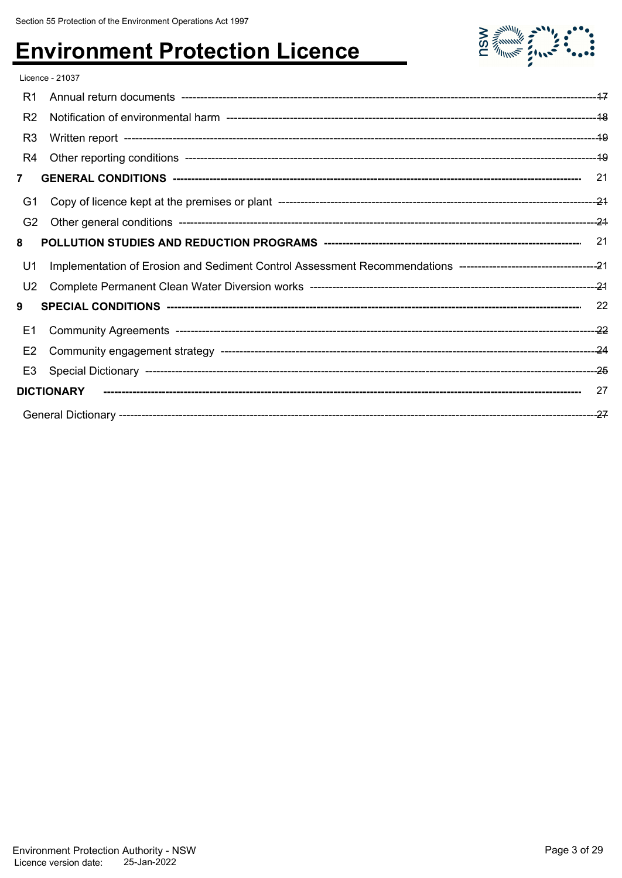Licence - 21037

| | | |
|---|---|---|
| R1 | Annual return documents | 17 |
| R2 | Notification of environmental harm | 18 |
| R3 | Written report | 19 |
| R4 | Other reporting conditions | 19 |
| **7** | **GENERAL CONDITIONS** | 21 |
| G1 | Copy of licence kept at the premises or plant | 21 |
| G2 | Other general conditions | 21 |
| **8** | **POLLUTION STUDIES AND REDUCTION PROGRAMS** | 21 |
| U1 | Implementation of Erosion and Sediment Control Assessment Recommendations | 21 |
| U2 | Complete Permanent Clean Water Diversion works | 21 |
| **9** | **SPECIAL CONDITIONS** | 22 |
| E1 | Community Agreements | 22 |
| E2 | Community engagement strategy | 24 |
| E3 | Special Dictionary | 25 |
| **DICTIONARY** | | 27 |
| General Dictionary | | 27 |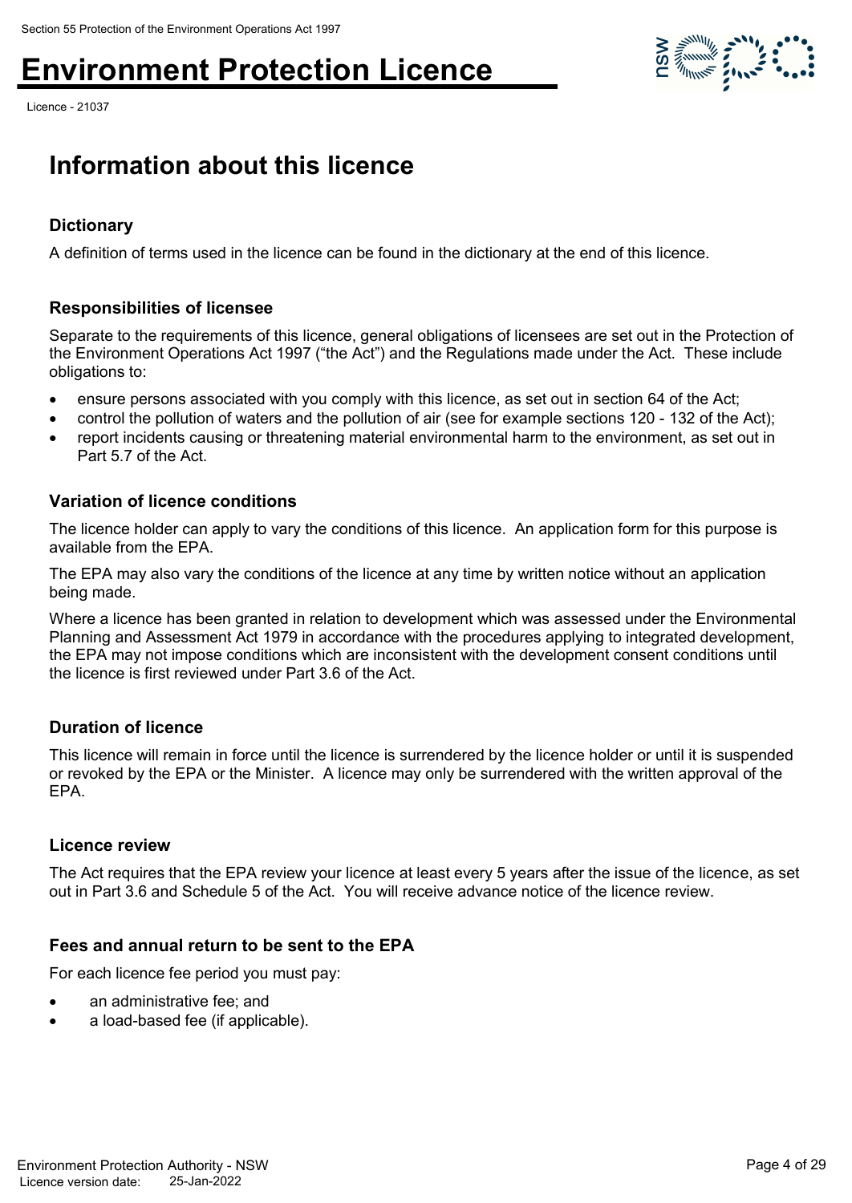# Information about this licence

### Dictionary

A definition of terms used in the licence can be found in the dictionary at the end of this licence.

### Responsibilities of licensee

Separate to the requirements of this licence, general obligations of licensees are set out in the Protection of the Environment Operations Act 1997 ("the Act") and the Regulations made under the Act. These include obligations to:

- ensure persons associated with you comply with this licence, as set out in section 64 of the Act;
- control the pollution of waters and the pollution of air (see for example sections 120 - 132 of the Act);
- report incidents causing or threatening material environmental harm to the environment, as set out in Part 5.7 of the Act.

### Variation of licence conditions

The licence holder can apply to vary the conditions of this licence. An application form for this purpose is available from the EPA.

The EPA may also vary the conditions of the licence at any time by written notice without an application being made.

Where a licence has been granted in relation to development which was assessed under the Environmental Planning and Assessment Act 1979 in accordance with the procedures applying to integrated development, the EPA may not impose conditions which are inconsistent with the development consent conditions until the licence is first reviewed under Part 3.6 of the Act.

### Duration of licence

This licence will remain in force until the licence is surrendered by the licence holder or until it is suspended or revoked by the EPA or the Minister. A licence may only be surrendered with the written approval of the EPA.

### Licence review

The Act requires that the EPA review your licence at least every 5 years after the issue of the licence, as set out in Part 3.6 and Schedule 5 of the Act. You will receive advance notice of the licence review.

### Fees and annual return to be sent to the EPA

For each licence fee period you must pay:

- an administrative fee; and
- a load-based fee (if applicable).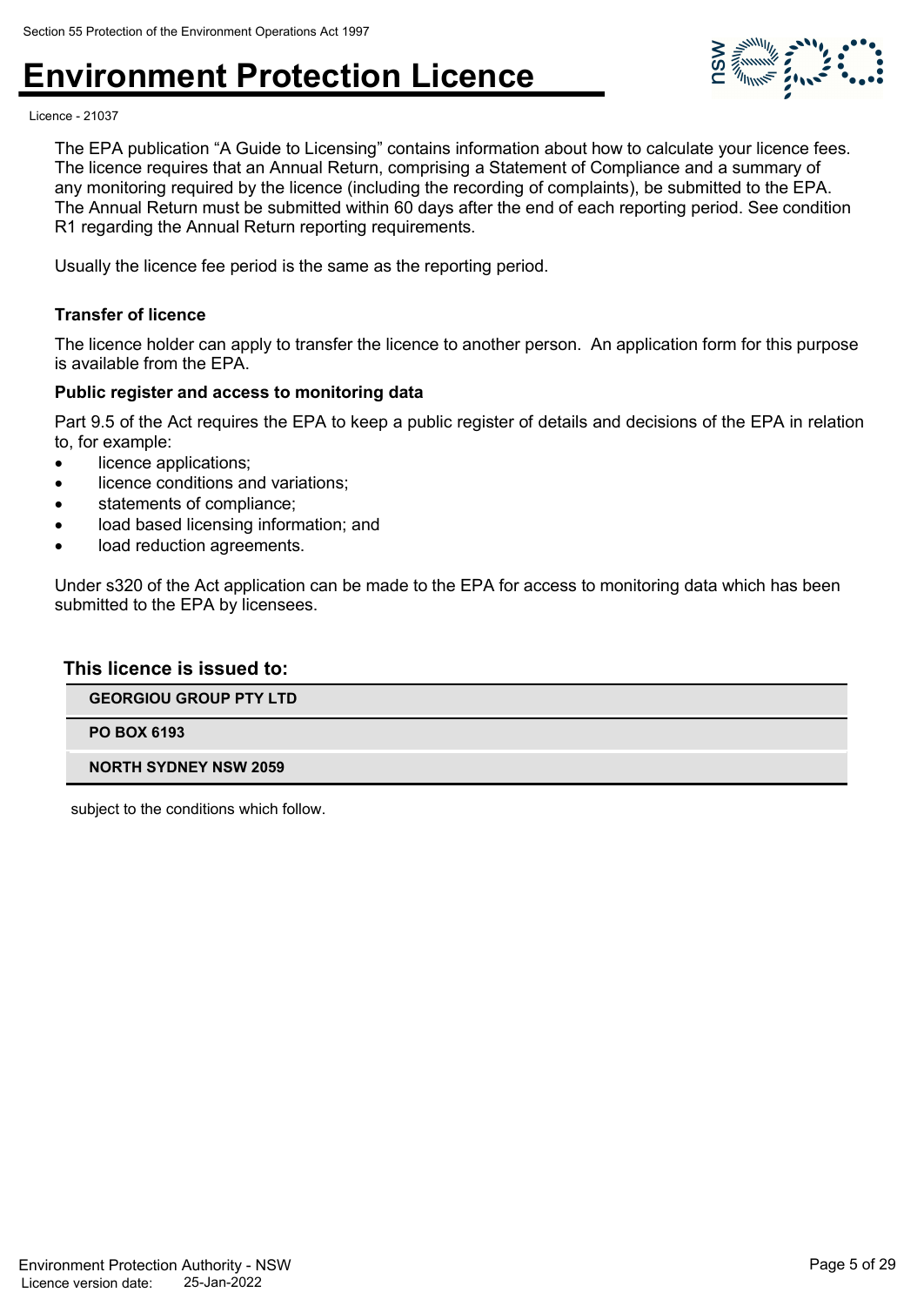The EPA publication “A Guide to Licensing” contains information about how to calculate your licence fees. The licence requires that an Annual Return, comprising a Statement of Compliance and a summary of any monitoring required by the licence (including the recording of complaints), be submitted to the EPA. The Annual Return must be submitted within 60 days after the end of each reporting period. See condition R1 regarding the Annual Return reporting requirements.

Usually the licence fee period is the same as the reporting period.

### Transfer of licence

The licence holder can apply to transfer the licence to another person. An application form for this purpose is available from the EPA.

### Public register and access to monitoring data

Part 9.5 of the Act requires the EPA to keep a public register of details and decisions of the EPA in relation to, for example:

- licence applications;
- licence conditions and variations;
- statements of compliance;
- load based licensing information; and
- load reduction agreements.

Under s320 of the Act application can be made to the EPA for access to monitoring data which has been submitted to the EPA by licensees.

### This licence is issued to:

**GEORGIOU GROUP PTY LTD**

**PO BOX 6193**

**NORTH SYDNEY NSW 2059**

subject to the conditions which follow.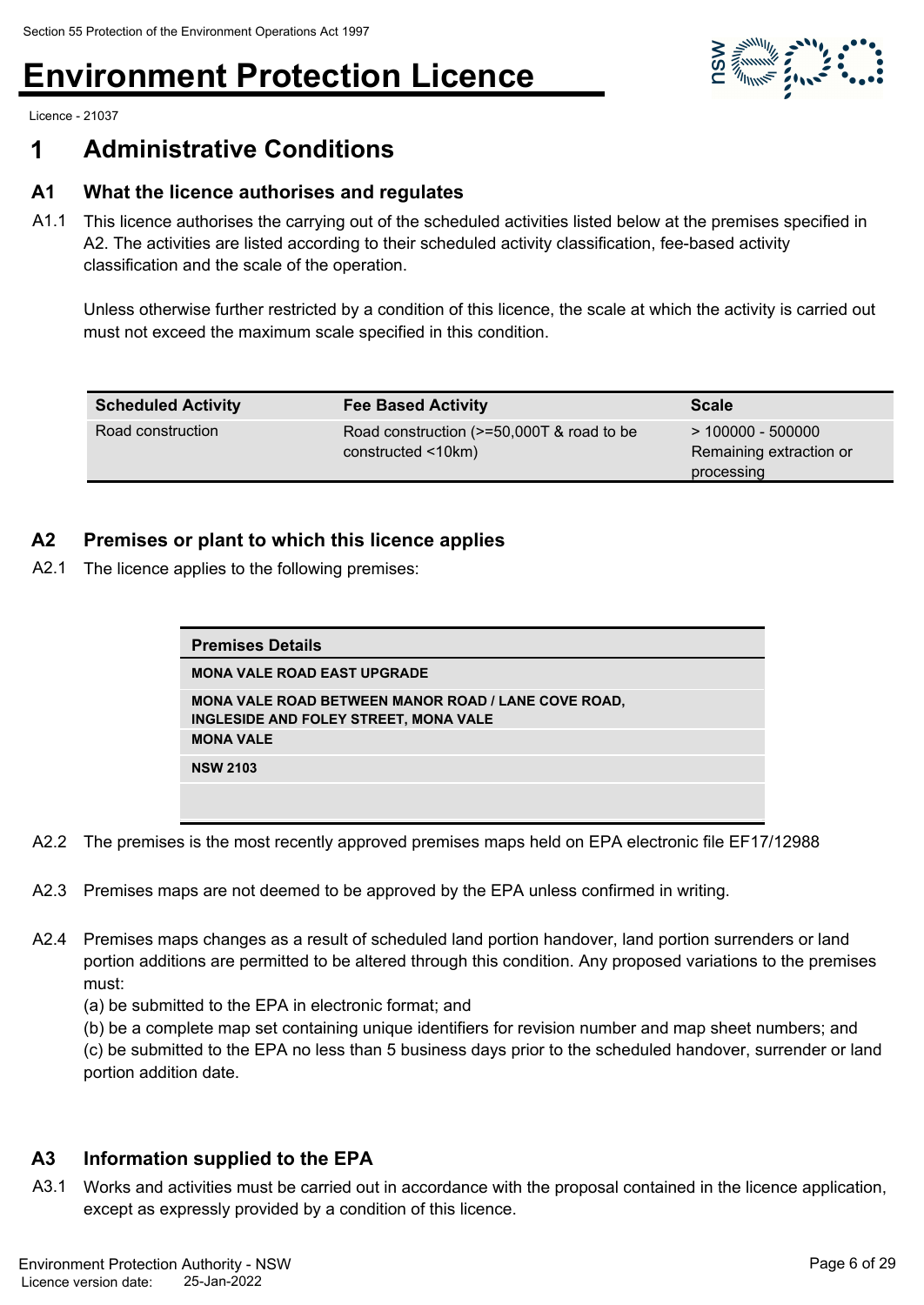# Environment Protection Licence

Licence - 21037

## 1 Administrative Conditions

### A1 What the licence authorises and regulates

A1.1 This licence authorises the carrying out of the scheduled activities listed below at the premises specified in A2. The activities are listed according to their scheduled activity classification, fee-based activity classification and the scale of the operation.

Unless otherwise further restricted by a condition of this licence, the scale at which the activity is carried out must not exceed the maximum scale specified in this condition.

| Scheduled Activity | Fee Based Activity | Scale |
|---|---|---|
| Road construction | Road construction (>=50,000T & road to be constructed <10km) | > 100000 - 500000 Remaining extraction or processing |

### A2 Premises or plant to which this licence applies

A2.1 The licence applies to the following premises:

| Premises Details |
|---|
| MONA VALE ROAD EAST UPGRADE |
| MONA VALE ROAD BETWEEN MANOR ROAD / LANE COVE ROAD, INGLESIDE AND FOLEY STREET, MONA VALE |
| MONA VALE |
| NSW 2103 |
| |

A2.2 The premises is the most recently approved premises maps held on EPA electronic file EF17/12988

A2.3 Premises maps are not deemed to be approved by the EPA unless confirmed in writing.

A2.4 Premises maps changes as a result of scheduled land portion handover, land portion surrenders or land portion additions are permitted to be altered through this condition. Any proposed variations to the premises must:

(a) be submitted to the EPA in electronic format; and

(b) be a complete map set containing unique identifiers for revision number and map sheet numbers; and

(c) be submitted to the EPA no less than 5 business days prior to the scheduled handover, surrender or land portion addition date.

### A3 Information supplied to the EPA

A3.1 Works and activities must be carried out in accordance with the proposal contained in the licence application, except as expressly provided by a condition of this licence.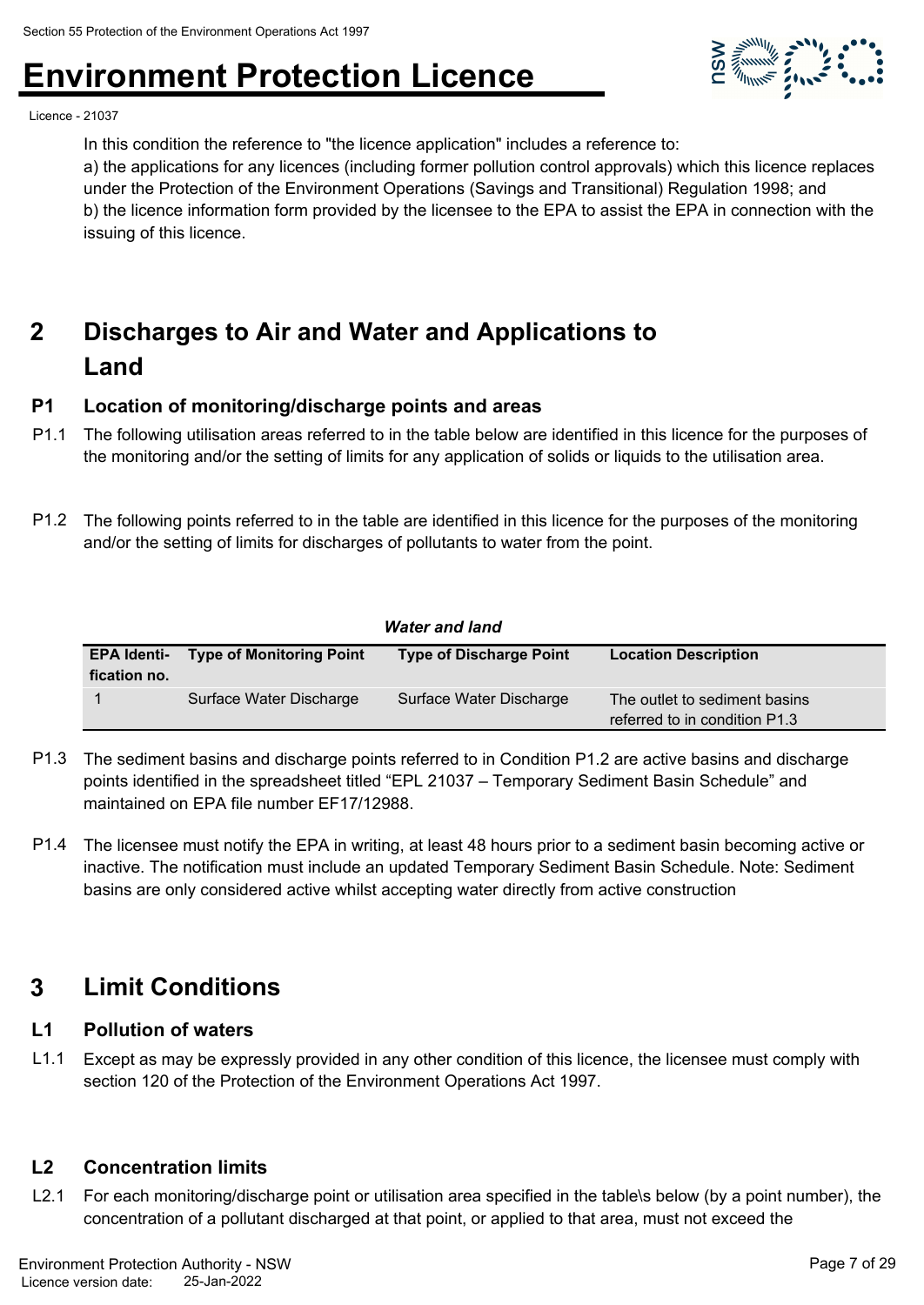In this condition the reference to "the licence application" includes a reference to:
a) the applications for any licences (including former pollution control approvals) which this licence replaces under the Protection of the Environment Operations (Savings and Transitional) Regulation 1998; and
b) the licence information form provided by the licensee to the EPA to assist the EPA in connection with the issuing of this licence.

## 2 Discharges to Air and Water and Applications to Land

### P1 Location of monitoring/discharge points and areas

P1.1 The following utilisation areas referred to in the table below are identified in this licence for the purposes of the monitoring and/or the setting of limits for any application of solids or liquids to the utilisation area.

P1.2 The following points referred to in the table are identified in this licence for the purposes of the monitoring and/or the setting of limits for discharges of pollutants to water from the point.

***Water and land***

| EPA Identi-fication no. | Type of Monitoring Point | Type of Discharge Point | Location Description |
|---|---|---|---|
| 1 | Surface Water Discharge | Surface Water Discharge | The outlet to sediment basins referred to in condition P1.3 |

P1.3 The sediment basins and discharge points referred to in Condition P1.2 are active basins and discharge points identified in the spreadsheet titled "EPL 21037 – Temporary Sediment Basin Schedule" and maintained on EPA file number EF17/12988.

P1.4 The licensee must notify the EPA in writing, at least 48 hours prior to a sediment basin becoming active or inactive. The notification must include an updated Temporary Sediment Basin Schedule. Note: Sediment basins are only considered active whilst accepting water directly from active construction

## 3 Limit Conditions

### L1 Pollution of waters

L1.1 Except as may be expressly provided in any other condition of this licence, the licensee must comply with section 120 of the Protection of the Environment Operations Act 1997.

### L2 Concentration limits

L2.1 For each monitoring/discharge point or utilisation area specified in the table\s below (by a point number), the concentration of a pollutant discharged at that point, or applied to that area, must not exceed the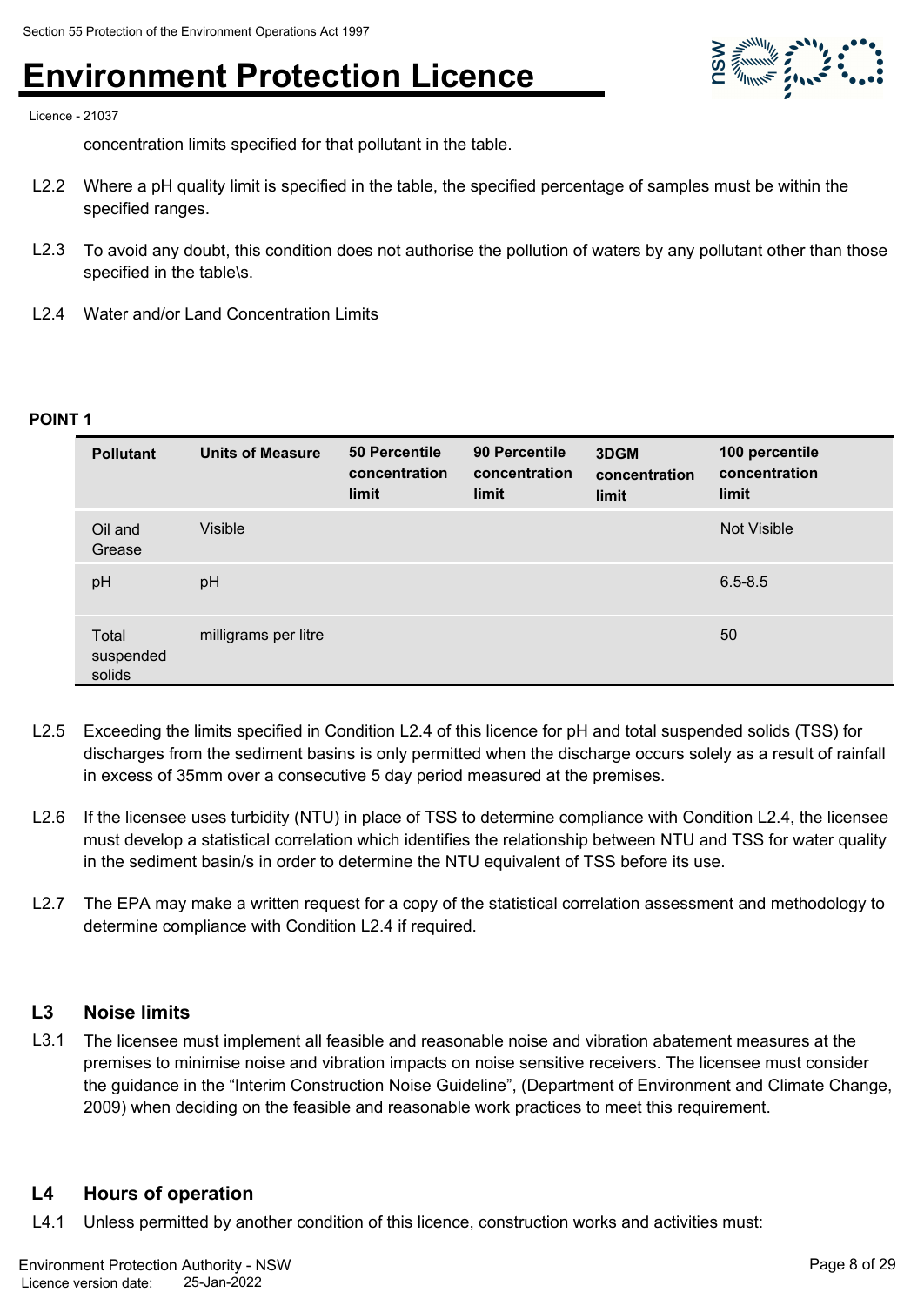concentration limits specified for that pollutant in the table.

L2.2 Where a pH quality limit is specified in the table, the specified percentage of samples must be within the specified ranges.

L2.3 To avoid any doubt, this condition does not authorise the pollution of waters by any pollutant other than those specified in the table\s.

L2.4 Water and/or Land Concentration Limits

**POINT 1**

| Pollutant | Units of Measure | 50 Percentile concentration limit | 90 Percentile concentration limit | 3DGM concentration limit | 100 percentile concentration limit |
|---|---|---|---|---|---|
| Oil and Grease | Visible | | | | Not Visible |
| pH | pH | | | | 6.5-8.5 |
| Total suspended solids | milligrams per litre | | | | 50 |

L2.5 Exceeding the limits specified in Condition L2.4 of this licence for pH and total suspended solids (TSS) for discharges from the sediment basins is only permitted when the discharge occurs solely as a result of rainfall in excess of 35mm over a consecutive 5 day period measured at the premises.

L2.6 If the licensee uses turbidity (NTU) in place of TSS to determine compliance with Condition L2.4, the licensee must develop a statistical correlation which identifies the relationship between NTU and TSS for water quality in the sediment basin/s in order to determine the NTU equivalent of TSS before its use.

L2.7 The EPA may make a written request for a copy of the statistical correlation assessment and methodology to determine compliance with Condition L2.4 if required.

## L3 Noise limits

L3.1 The licensee must implement all feasible and reasonable noise and vibration abatement measures at the premises to minimise noise and vibration impacts on noise sensitive receivers. The licensee must consider the guidance in the “Interim Construction Noise Guideline”, (Department of Environment and Climate Change, 2009) when deciding on the feasible and reasonable work practices to meet this requirement.

## L4 Hours of operation

L4.1 Unless permitted by another condition of this licence, construction works and activities must: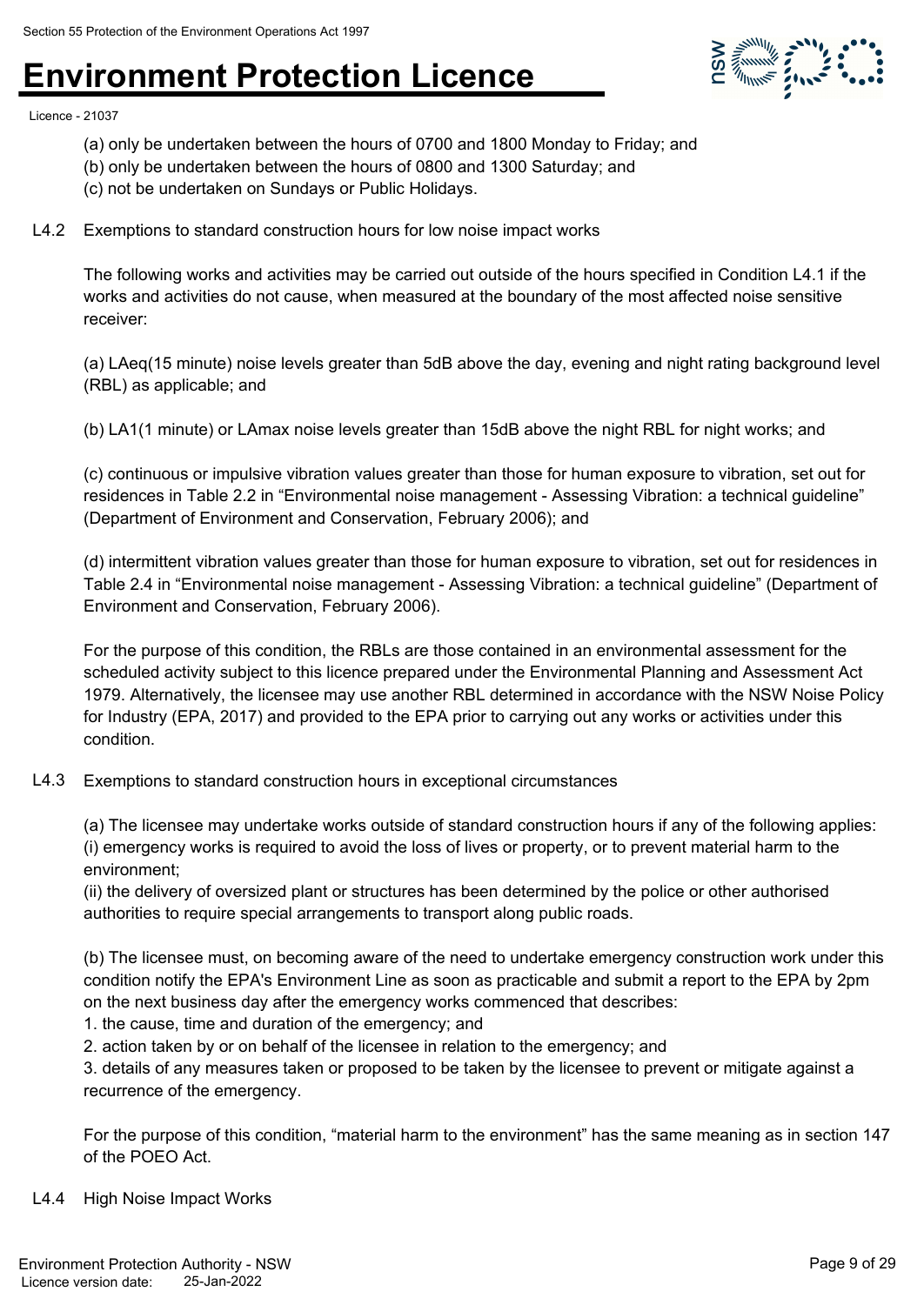(a) only be undertaken between the hours of 0700 and 1800 Monday to Friday; and
(b) only be undertaken between the hours of 0800 and 1300 Saturday; and
(c) not be undertaken on Sundays or Public Holidays.

L4.2 Exemptions to standard construction hours for low noise impact works

The following works and activities may be carried out outside of the hours specified in Condition L4.1 if the works and activities do not cause, when measured at the boundary of the most affected noise sensitive receiver:

(a) LAeq(15 minute) noise levels greater than 5dB above the day, evening and night rating background level (RBL) as applicable; and

(b) LA1(1 minute) or LAmax noise levels greater than 15dB above the night RBL for night works; and

(c) continuous or impulsive vibration values greater than those for human exposure to vibration, set out for residences in Table 2.2 in "Environmental noise management - Assessing Vibration: a technical guideline" (Department of Environment and Conservation, February 2006); and

(d) intermittent vibration values greater than those for human exposure to vibration, set out for residences in Table 2.4 in "Environmental noise management - Assessing Vibration: a technical guideline" (Department of Environment and Conservation, February 2006).

For the purpose of this condition, the RBLs are those contained in an environmental assessment for the scheduled activity subject to this licence prepared under the Environmental Planning and Assessment Act 1979. Alternatively, the licensee may use another RBL determined in accordance with the NSW Noise Policy for Industry (EPA, 2017) and provided to the EPA prior to carrying out any works or activities under this condition.

L4.3 Exemptions to standard construction hours in exceptional circumstances

(a) The licensee may undertake works outside of standard construction hours if any of the following applies:
(i) emergency works is required to avoid the loss of lives or property, or to prevent material harm to the environment;
(ii) the delivery of oversized plant or structures has been determined by the police or other authorised authorities to require special arrangements to transport along public roads.

(b) The licensee must, on becoming aware of the need to undertake emergency construction work under this condition notify the EPA's Environment Line as soon as practicable and submit a report to the EPA by 2pm on the next business day after the emergency works commenced that describes:
1. the cause, time and duration of the emergency; and
2. action taken by or on behalf of the licensee in relation to the emergency; and
3. details of any measures taken or proposed to be taken by the licensee to prevent or mitigate against a recurrence of the emergency.

For the purpose of this condition, "material harm to the environment" has the same meaning as in section 147 of the POEO Act.

L4.4 High Noise Impact Works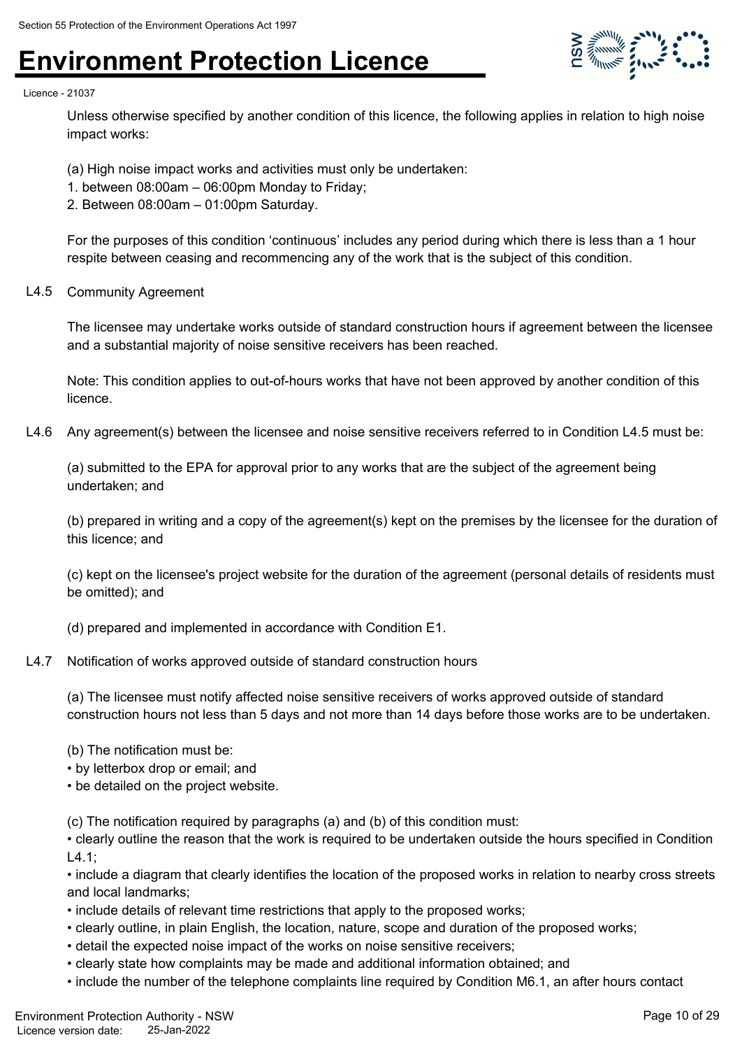Unless otherwise specified by another condition of this licence, the following applies in relation to high noise impact works:

(a) High noise impact works and activities must only be undertaken:
1. between 08:00am – 06:00pm Monday to Friday;
2. Between 08:00am – 01:00pm Saturday.

For the purposes of this condition 'continuous' includes any period during which there is less than a 1 hour respite between ceasing and recommencing any of the work that is the subject of this condition.

L4.5 Community Agreement

The licensee may undertake works outside of standard construction hours if agreement between the licensee and a substantial majority of noise sensitive receivers has been reached.

Note: This condition applies to out-of-hours works that have not been approved by another condition of this licence.

L4.6 Any agreement(s) between the licensee and noise sensitive receivers referred to in Condition L4.5 must be:

(a) submitted to the EPA for approval prior to any works that are the subject of the agreement being undertaken; and

(b) prepared in writing and a copy of the agreement(s) kept on the premises by the licensee for the duration of this licence; and

(c) kept on the licensee's project website for the duration of the agreement (personal details of residents must be omitted); and

(d) prepared and implemented in accordance with Condition E1.

L4.7 Notification of works approved outside of standard construction hours

(a) The licensee must notify affected noise sensitive receivers of works approved outside of standard construction hours not less than 5 days and not more than 14 days before those works are to be undertaken.

(b) The notification must be:
- by letterbox drop or email; and
- be detailed on the project website.

(c) The notification required by paragraphs (a) and (b) of this condition must:
- clearly outline the reason that the work is required to be undertaken outside the hours specified in Condition L4.1;
- include a diagram that clearly identifies the location of the proposed works in relation to nearby cross streets and local landmarks;
- include details of relevant time restrictions that apply to the proposed works;
- clearly outline, in plain English, the location, nature, scope and duration of the proposed works;
- detail the expected noise impact of the works on noise sensitive receivers;
- clearly state how complaints may be made and additional information obtained; and
- include the number of the telephone complaints line required by Condition M6.1, an after hours contact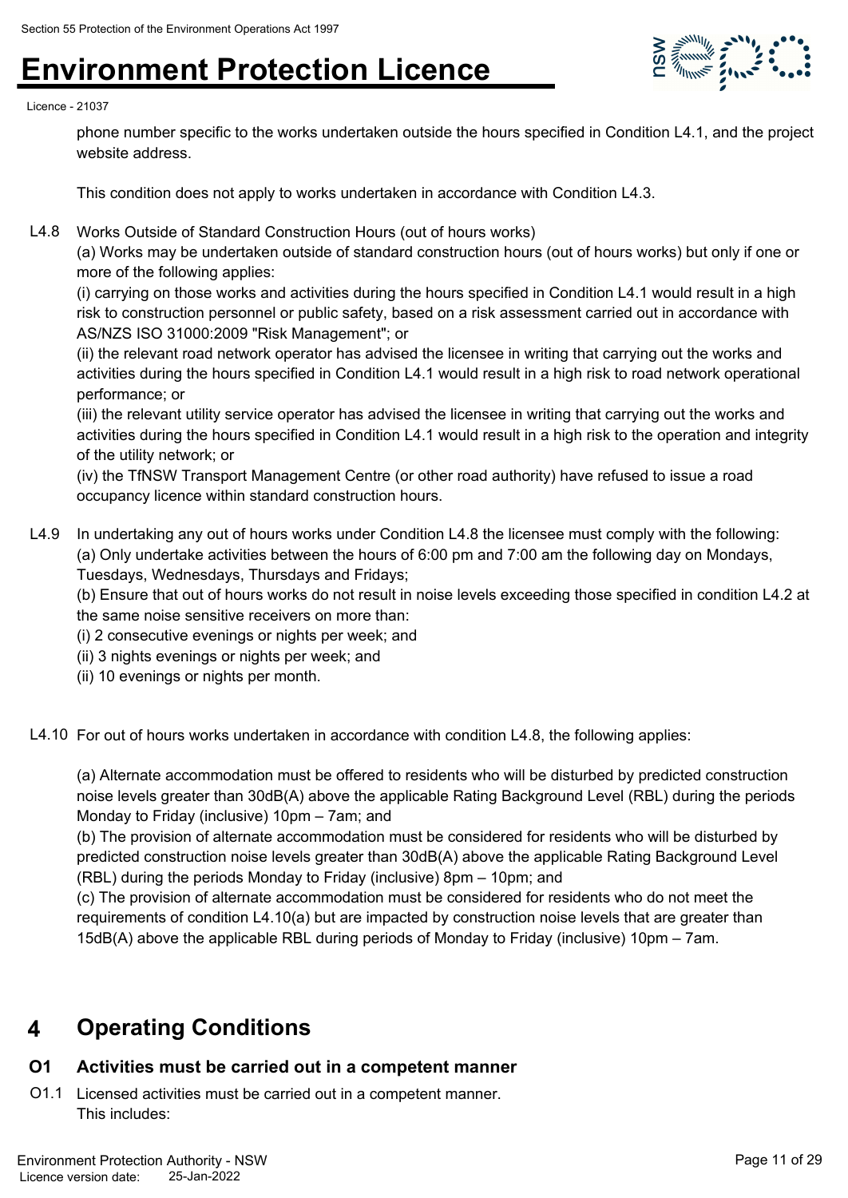phone number specific to the works undertaken outside the hours specified in Condition L4.1, and the project website address.

This condition does not apply to works undertaken in accordance with Condition L4.3.

L4.8 Works Outside of Standard Construction Hours (out of hours works)
(a) Works may be undertaken outside of standard construction hours (out of hours works) but only if one or more of the following applies:
(i) carrying on those works and activities during the hours specified in Condition L4.1 would result in a high risk to construction personnel or public safety, based on a risk assessment carried out in accordance with AS/NZS ISO 31000:2009 "Risk Management"; or
(ii) the relevant road network operator has advised the licensee in writing that carrying out the works and activities during the hours specified in Condition L4.1 would result in a high risk to road network operational performance; or
(iii) the relevant utility service operator has advised the licensee in writing that carrying out the works and activities during the hours specified in Condition L4.1 would result in a high risk to the operation and integrity of the utility network; or
(iv) the TfNSW Transport Management Centre (or other road authority) have refused to issue a road occupancy licence within standard construction hours.

L4.9 In undertaking any out of hours works under Condition L4.8 the licensee must comply with the following:
(a) Only undertake activities between the hours of 6:00 pm and 7:00 am the following day on Mondays, Tuesdays, Wednesdays, Thursdays and Fridays;
(b) Ensure that out of hours works do not result in noise levels exceeding those specified in condition L4.2 at the same noise sensitive receivers on more than:
(i) 2 consecutive evenings or nights per week; and
(ii) 3 nights evenings or nights per week; and
(ii) 10 evenings or nights per month.

L4.10 For out of hours works undertaken in accordance with condition L4.8, the following applies:

(a) Alternate accommodation must be offered to residents who will be disturbed by predicted construction noise levels greater than 30dB(A) above the applicable Rating Background Level (RBL) during the periods Monday to Friday (inclusive) 10pm – 7am; and
(b) The provision of alternate accommodation must be considered for residents who will be disturbed by predicted construction noise levels greater than 30dB(A) above the applicable Rating Background Level (RBL) during the periods Monday to Friday (inclusive) 8pm – 10pm; and
(c) The provision of alternate accommodation must be considered for residents who do not meet the requirements of condition L4.10(a) but are impacted by construction noise levels that are greater than 15dB(A) above the applicable RBL during periods of Monday to Friday (inclusive) 10pm – 7am.

# 4 Operating Conditions

## O1 Activities must be carried out in a competent manner

O1.1 Licensed activities must be carried out in a competent manner.
This includes: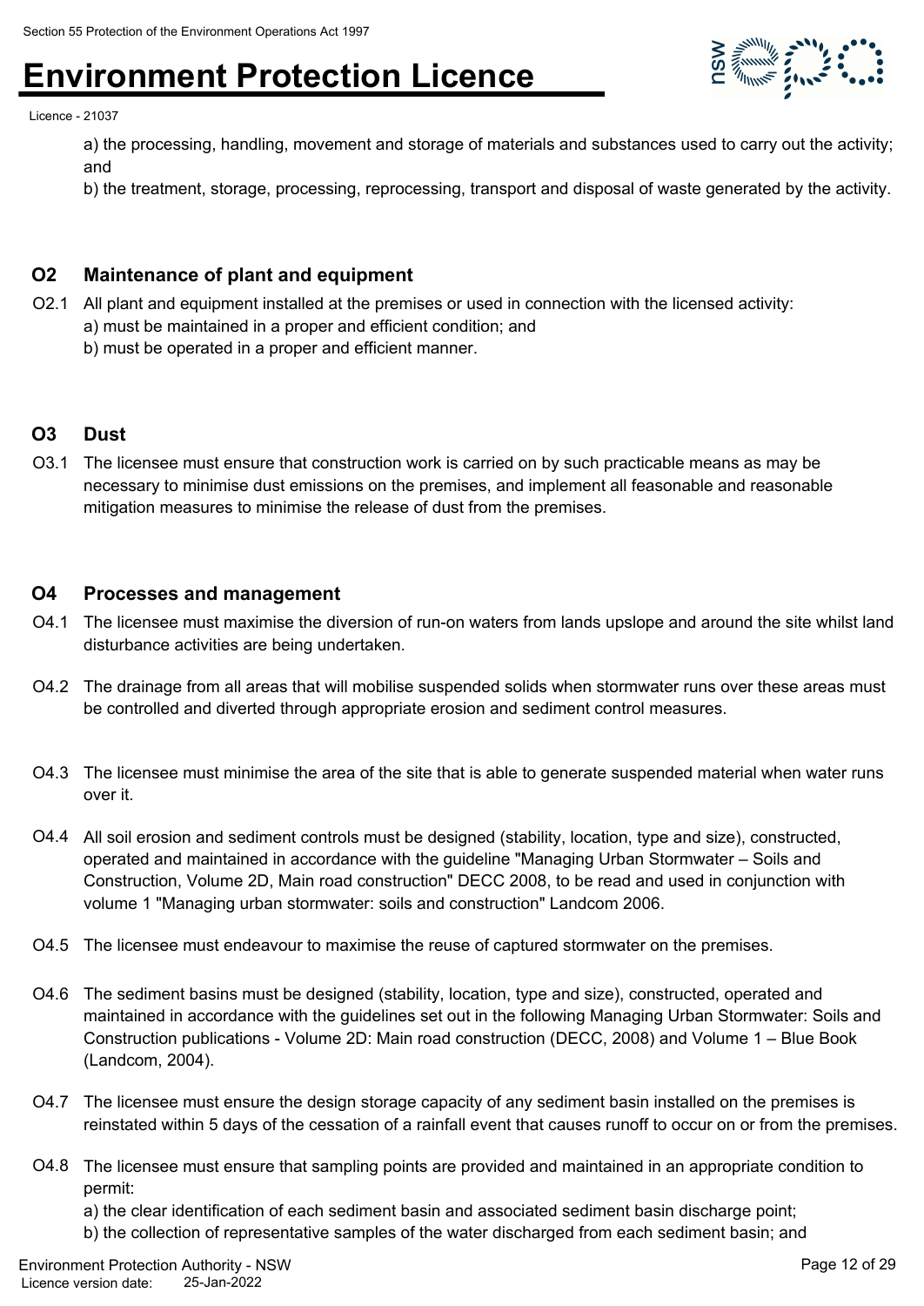a) the processing, handling, movement and storage of materials and substances used to carry out the activity; and

b) the treatment, storage, processing, reprocessing, transport and disposal of waste generated by the activity.

## O2 Maintenance of plant and equipment

O2.1 All plant and equipment installed at the premises or used in connection with the licensed activity:

a) must be maintained in a proper and efficient condition; and

b) must be operated in a proper and efficient manner.

## O3 Dust

O3.1 The licensee must ensure that construction work is carried on by such practicable means as may be necessary to minimise dust emissions on the premises, and implement all feasonable and reasonable mitigation measures to minimise the release of dust from the premises.

## O4 Processes and management

O4.1 The licensee must maximise the diversion of run-on waters from lands upslope and around the site whilst land disturbance activities are being undertaken.

O4.2 The drainage from all areas that will mobilise suspended solids when stormwater runs over these areas must be controlled and diverted through appropriate erosion and sediment control measures.

O4.3 The licensee must minimise the area of the site that is able to generate suspended material when water runs over it.

O4.4 All soil erosion and sediment controls must be designed (stability, location, type and size), constructed, operated and maintained in accordance with the guideline "Managing Urban Stormwater – Soils and Construction, Volume 2D, Main road construction" DECC 2008, to be read and used in conjunction with volume 1 "Managing urban stormwater: soils and construction" Landcom 2006.

O4.5 The licensee must endeavour to maximise the reuse of captured stormwater on the premises.

O4.6 The sediment basins must be designed (stability, location, type and size), constructed, operated and maintained in accordance with the guidelines set out in the following Managing Urban Stormwater: Soils and Construction publications - Volume 2D: Main road construction (DECC, 2008) and Volume 1 – Blue Book (Landcom, 2004).

O4.7 The licensee must ensure the design storage capacity of any sediment basin installed on the premises is reinstated within 5 days of the cessation of a rainfall event that causes runoff to occur on or from the premises.

O4.8 The licensee must ensure that sampling points are provided and maintained in an appropriate condition to permit:

a) the clear identification of each sediment basin and associated sediment basin discharge point;

b) the collection of representative samples of the water discharged from each sediment basin; and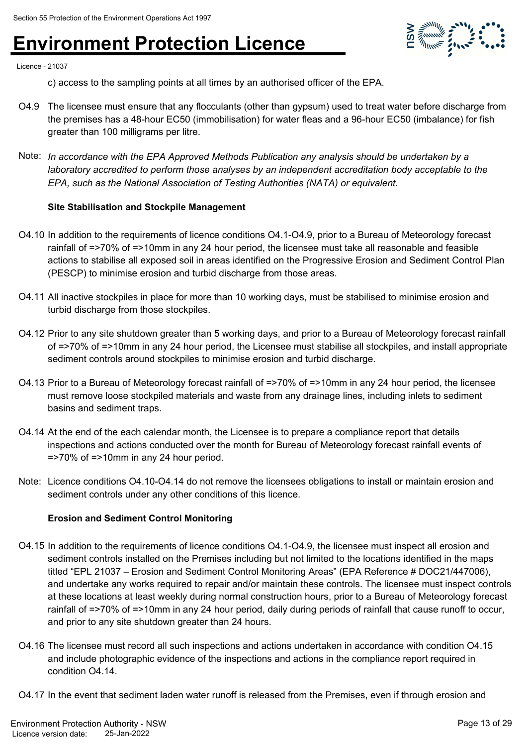c) access to the sampling points at all times by an authorised officer of the EPA.

O4.9 The licensee must ensure that any flocculants (other than gypsum) used to treat water before discharge from the premises has a 48-hour EC50 (immobilisation) for water fleas and a 96-hour EC50 (imbalance) for fish greater than 100 milligrams per litre.

Note: *In accordance with the EPA Approved Methods Publication any analysis should be undertaken by a laboratory accredited to perform those analyses by an independent accreditation body acceptable to the EPA, such as the National Association of Testing Authorities (NATA) or equivalent.*

**Site Stabilisation and Stockpile Management**

O4.10 In addition to the requirements of licence conditions O4.1-O4.9, prior to a Bureau of Meteorology forecast rainfall of =>70% of =>10mm in any 24 hour period, the licensee must take all reasonable and feasible actions to stabilise all exposed soil in areas identified on the Progressive Erosion and Sediment Control Plan (PESCP) to minimise erosion and turbid discharge from those areas.

O4.11 All inactive stockpiles in place for more than 10 working days, must be stabilised to minimise erosion and turbid discharge from those stockpiles.

O4.12 Prior to any site shutdown greater than 5 working days, and prior to a Bureau of Meteorology forecast rainfall of =>70% of =>10mm in any 24 hour period, the Licensee must stabilise all stockpiles, and install appropriate sediment controls around stockpiles to minimise erosion and turbid discharge.

O4.13 Prior to a Bureau of Meteorology forecast rainfall of =>70% of =>10mm in any 24 hour period, the licensee must remove loose stockpiled materials and waste from any drainage lines, including inlets to sediment basins and sediment traps.

O4.14 At the end of the each calendar month, the Licensee is to prepare a compliance report that details inspections and actions conducted over the month for Bureau of Meteorology forecast rainfall events of =>70% of =>10mm in any 24 hour period.

Note: Licence conditions O4.10-O4.14 do not remove the licensees obligations to install or maintain erosion and sediment controls under any other conditions of this licence.

**Erosion and Sediment Control Monitoring**

O4.15 In addition to the requirements of licence conditions O4.1-O4.9, the licensee must inspect all erosion and sediment controls installed on the Premises including but not limited to the locations identified in the maps titled "EPL 21037 – Erosion and Sediment Control Monitoring Areas" (EPA Reference # DOC21/447006), and undertake any works required to repair and/or maintain these controls. The licensee must inspect controls at these locations at least weekly during normal construction hours, prior to a Bureau of Meteorology forecast rainfall of =>70% of =>10mm in any 24 hour period, daily during periods of rainfall that cause runoff to occur, and prior to any site shutdown greater than 24 hours.

O4.16 The licensee must record all such inspections and actions undertaken in accordance with condition O4.15 and include photographic evidence of the inspections and actions in the compliance report required in condition O4.14.

O4.17 In the event that sediment laden water runoff is released from the Premises, even if through erosion and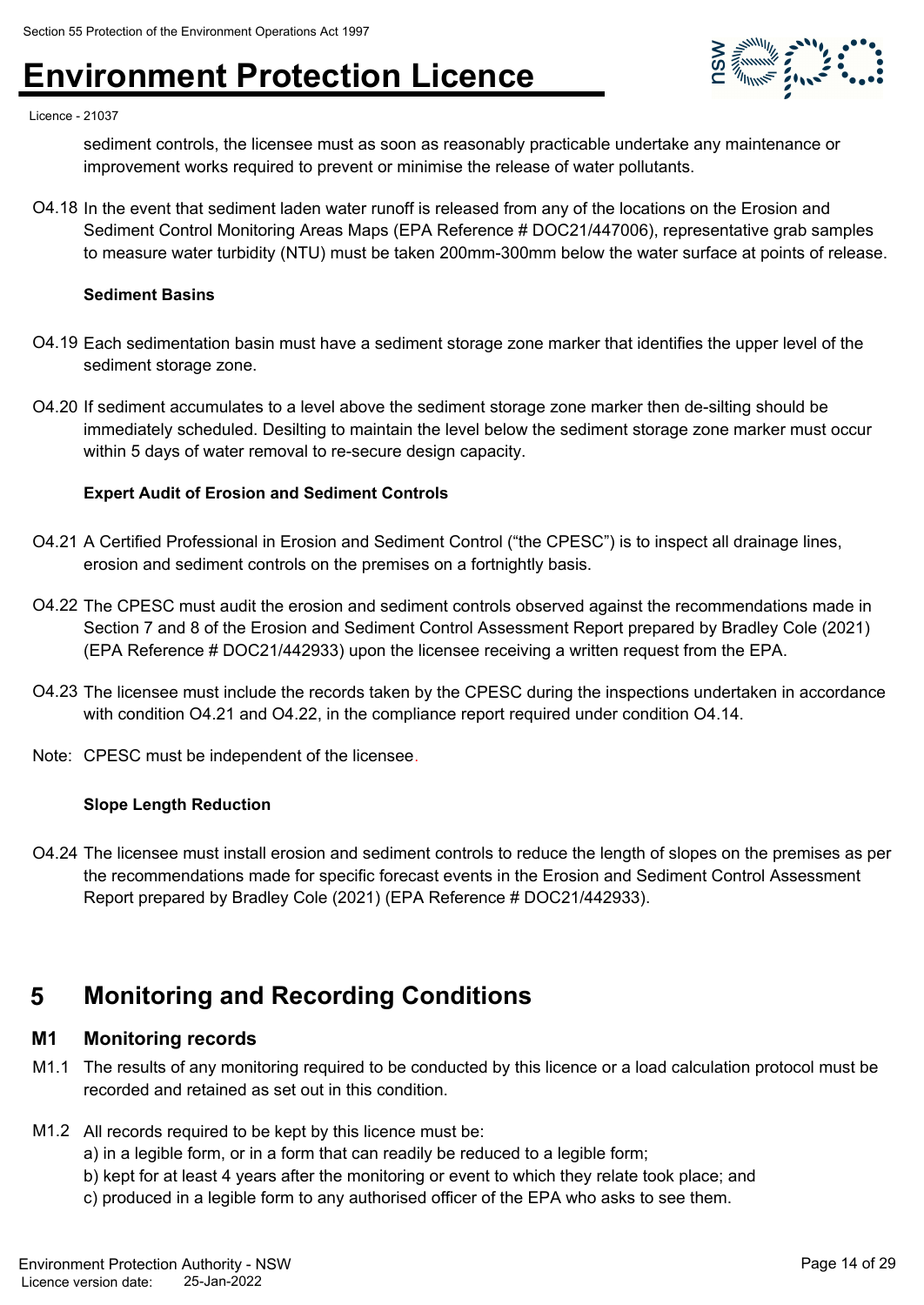sediment controls, the licensee must as soon as reasonably practicable undertake any maintenance or improvement works required to prevent or minimise the release of water pollutants.

O4.18 In the event that sediment laden water runoff is released from any of the locations on the Erosion and Sediment Control Monitoring Areas Maps (EPA Reference # DOC21/447006), representative grab samples to measure water turbidity (NTU) must be taken 200mm-300mm below the water surface at points of release.

**Sediment Basins**

O4.19 Each sedimentation basin must have a sediment storage zone marker that identifies the upper level of the sediment storage zone.

O4.20 If sediment accumulates to a level above the sediment storage zone marker then de-silting should be immediately scheduled. Desilting to maintain the level below the sediment storage zone marker must occur within 5 days of water removal to re-secure design capacity.

**Expert Audit of Erosion and Sediment Controls**

O4.21 A Certified Professional in Erosion and Sediment Control ("the CPESC") is to inspect all drainage lines, erosion and sediment controls on the premises on a fortnightly basis.

O4.22 The CPESC must audit the erosion and sediment controls observed against the recommendations made in Section 7 and 8 of the Erosion and Sediment Control Assessment Report prepared by Bradley Cole (2021) (EPA Reference # DOC21/442933) upon the licensee receiving a written request from the EPA.

O4.23 The licensee must include the records taken by the CPESC during the inspections undertaken in accordance with condition O4.21 and O4.22, in the compliance report required under condition O4.14.

Note: CPESC must be independent of the licensee.

**Slope Length Reduction**

O4.24 The licensee must install erosion and sediment controls to reduce the length of slopes on the premises as per the recommendations made for specific forecast events in the Erosion and Sediment Control Assessment Report prepared by Bradley Cole (2021) (EPA Reference # DOC21/442933).

# 5 Monitoring and Recording Conditions

## M1 Monitoring records

M1.1 The results of any monitoring required to be conducted by this licence or a load calculation protocol must be recorded and retained as set out in this condition.

M1.2 All records required to be kept by this licence must be:

a) in a legible form, or in a form that can readily be reduced to a legible form;
b) kept for at least 4 years after the monitoring or event to which they relate took place; and
c) produced in a legible form to any authorised officer of the EPA who asks to see them.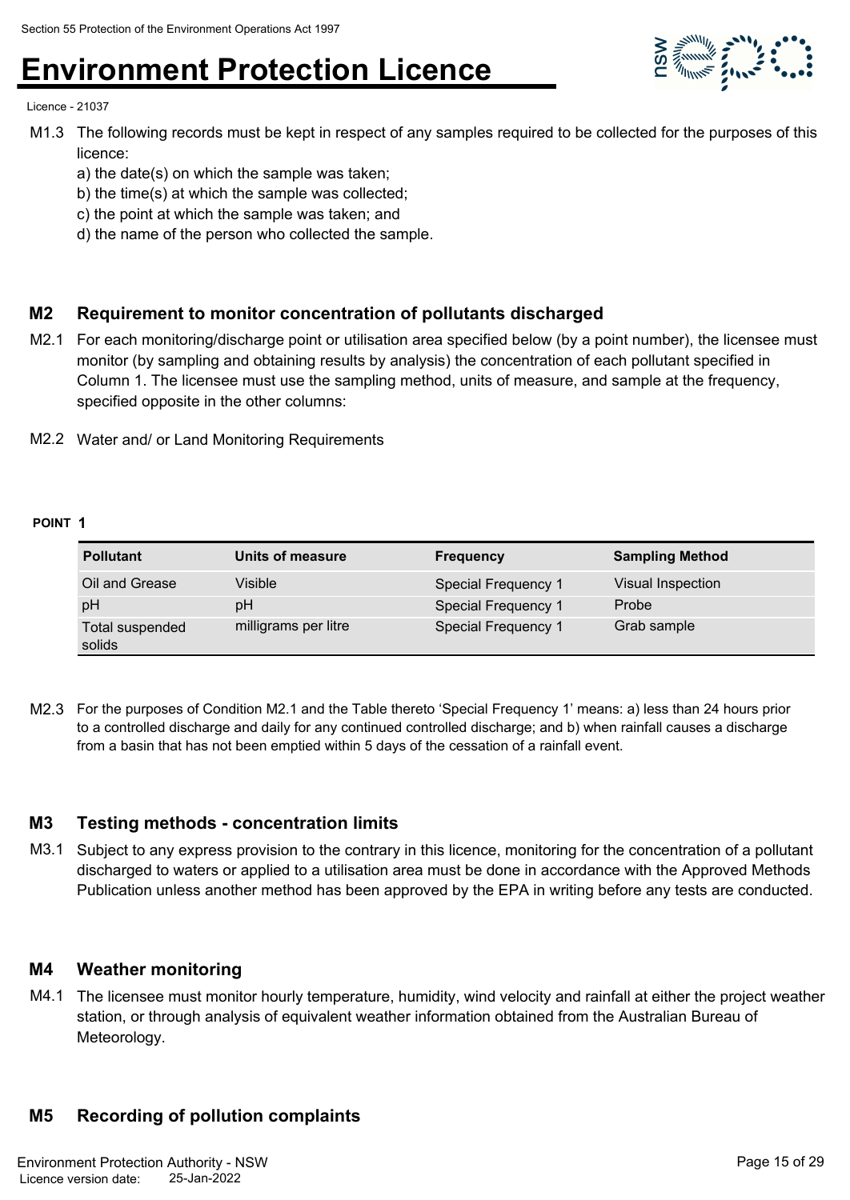M1.3 The following records must be kept in respect of any samples required to be collected for the purposes of this licence:

a) the date(s) on which the sample was taken;
b) the time(s) at which the sample was collected;
c) the point at which the sample was taken; and
d) the name of the person who collected the sample.

## M2 Requirement to monitor concentration of pollutants discharged

M2.1 For each monitoring/discharge point or utilisation area specified below (by a point number), the licensee must monitor (by sampling and obtaining results by analysis) the concentration of each pollutant specified in Column 1. The licensee must use the sampling method, units of measure, and sample at the frequency, specified opposite in the other columns:

M2.2 Water and/ or Land Monitoring Requirements

**POINT 1**

| Pollutant | Units of measure | Frequency | Sampling Method |
|---|---|---|---|
| Oil and Grease | Visible | Special Frequency 1 | Visual Inspection |
| pH | pH | Special Frequency 1 | Probe |
| Total suspended solids | milligrams per litre | Special Frequency 1 | Grab sample |

M2.3 For the purposes of Condition M2.1 and the Table thereto 'Special Frequency 1' means: a) less than 24 hours prior to a controlled discharge and daily for any continued controlled discharge; and b) when rainfall causes a discharge from a basin that has not been emptied within 5 days of the cessation of a rainfall event.

## M3 Testing methods - concentration limits

M3.1 Subject to any express provision to the contrary in this licence, monitoring for the concentration of a pollutant discharged to waters or applied to a utilisation area must be done in accordance with the Approved Methods Publication unless another method has been approved by the EPA in writing before any tests are conducted.

## M4 Weather monitoring

M4.1 The licensee must monitor hourly temperature, humidity, wind velocity and rainfall at either the project weather station, or through analysis of equivalent weather information obtained from the Australian Bureau of Meteorology.

## M5 Recording of pollution complaints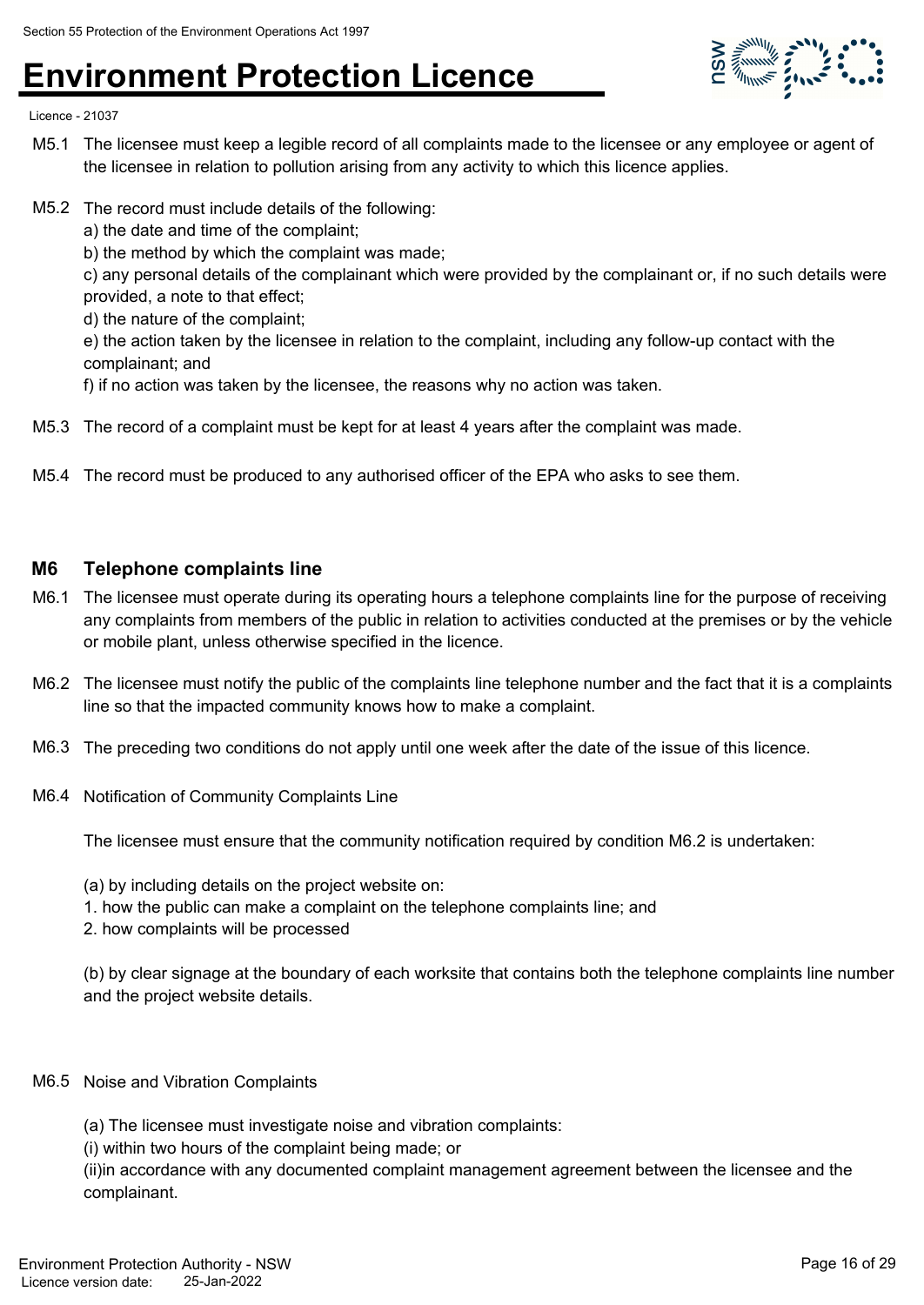M5.1 The licensee must keep a legible record of all complaints made to the licensee or any employee or agent of the licensee in relation to pollution arising from any activity to which this licence applies.

M5.2 The record must include details of the following:
a) the date and time of the complaint;
b) the method by which the complaint was made;
c) any personal details of the complainant which were provided by the complainant or, if no such details were provided, a note to that effect;
d) the nature of the complaint;
e) the action taken by the licensee in relation to the complaint, including any follow-up contact with the complainant; and
f) if no action was taken by the licensee, the reasons why no action was taken.

M5.3 The record of a complaint must be kept for at least 4 years after the complaint was made.

M5.4 The record must be produced to any authorised officer of the EPA who asks to see them.

### M6 Telephone complaints line

M6.1 The licensee must operate during its operating hours a telephone complaints line for the purpose of receiving any complaints from members of the public in relation to activities conducted at the premises or by the vehicle or mobile plant, unless otherwise specified in the licence.

M6.2 The licensee must notify the public of the complaints line telephone number and the fact that it is a complaints line so that the impacted community knows how to make a complaint.

M6.3 The preceding two conditions do not apply until one week after the date of the issue of this licence.

M6.4 Notification of Community Complaints Line

The licensee must ensure that the community notification required by condition M6.2 is undertaken:

(a) by including details on the project website on:
1. how the public can make a complaint on the telephone complaints line; and
2. how complaints will be processed

(b) by clear signage at the boundary of each worksite that contains both the telephone complaints line number and the project website details.

M6.5 Noise and Vibration Complaints

(a) The licensee must investigate noise and vibration complaints:
(i) within two hours of the complaint being made; or
(ii)in accordance with any documented complaint management agreement between the licensee and the complainant.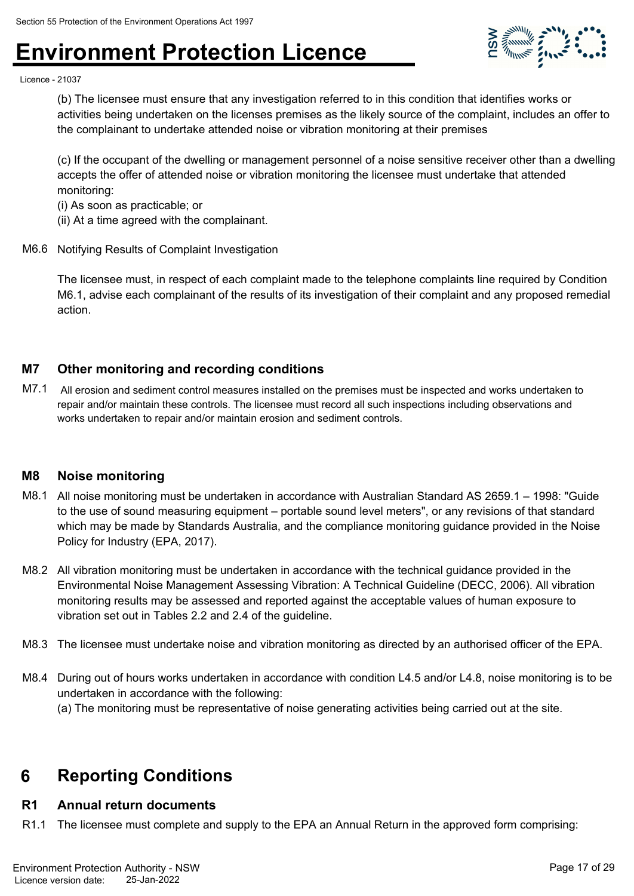(b) The licensee must ensure that any investigation referred to in this condition that identifies works or activities being undertaken on the licenses premises as the likely source of the complaint, includes an offer to the complainant to undertake attended noise or vibration monitoring at their premises

(c) If the occupant of the dwelling or management personnel of a noise sensitive receiver other than a dwelling accepts the offer of attended noise or vibration monitoring the licensee must undertake that attended monitoring:
(i) As soon as practicable; or
(ii) At a time agreed with the complainant.

M6.6 Notifying Results of Complaint Investigation

The licensee must, in respect of each complaint made to the telephone complaints line required by Condition M6.1, advise each complainant of the results of its investigation of their complaint and any proposed remedial action.

### M7 Other monitoring and recording conditions

M7.1 All erosion and sediment control measures installed on the premises must be inspected and works undertaken to repair and/or maintain these controls. The licensee must record all such inspections including observations and works undertaken to repair and/or maintain erosion and sediment controls.

### M8 Noise monitoring

M8.1 All noise monitoring must be undertaken in accordance with Australian Standard AS 2659.1 – 1998: "Guide to the use of sound measuring equipment – portable sound level meters", or any revisions of that standard which may be made by Standards Australia, and the compliance monitoring guidance provided in the Noise Policy for Industry (EPA, 2017).

M8.2 All vibration monitoring must be undertaken in accordance with the technical guidance provided in the Environmental Noise Management Assessing Vibration: A Technical Guideline (DECC, 2006). All vibration monitoring results may be assessed and reported against the acceptable values of human exposure to vibration set out in Tables 2.2 and 2.4 of the guideline.

M8.3 The licensee must undertake noise and vibration monitoring as directed by an authorised officer of the EPA.

M8.4 During out of hours works undertaken in accordance with condition L4.5 and/or L4.8, noise monitoring is to be undertaken in accordance with the following:
(a) The monitoring must be representative of noise generating activities being carried out at the site.

## 6 Reporting Conditions

### R1 Annual return documents

R1.1 The licensee must complete and supply to the EPA an Annual Return in the approved form comprising: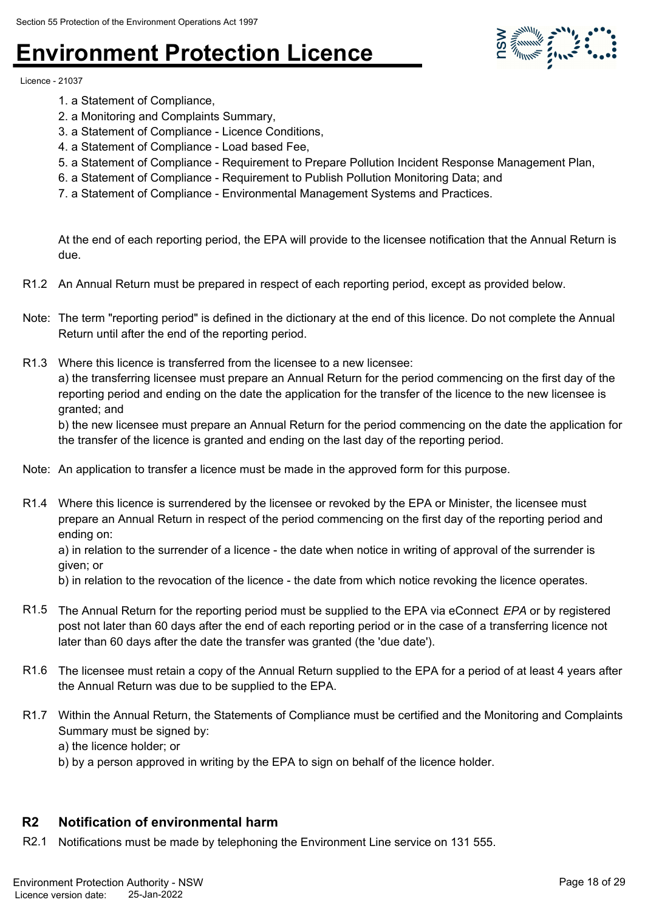1. a Statement of Compliance,
2. a Monitoring and Complaints Summary,
3. a Statement of Compliance - Licence Conditions,
4. a Statement of Compliance - Load based Fee,
5. a Statement of Compliance - Requirement to Prepare Pollution Incident Response Management Plan,
6. a Statement of Compliance - Requirement to Publish Pollution Monitoring Data; and
7. a Statement of Compliance - Environmental Management Systems and Practices.

At the end of each reporting period, the EPA will provide to the licensee notification that the Annual Return is due.

R1.2 An Annual Return must be prepared in respect of each reporting period, except as provided below.

Note: The term "reporting period" is defined in the dictionary at the end of this licence. Do not complete the Annual Return until after the end of the reporting period.

R1.3 Where this licence is transferred from the licensee to a new licensee:
a) the transferring licensee must prepare an Annual Return for the period commencing on the first day of the reporting period and ending on the date the application for the transfer of the licence to the new licensee is granted; and
b) the new licensee must prepare an Annual Return for the period commencing on the date the application for the transfer of the licence is granted and ending on the last day of the reporting period.

Note: An application to transfer a licence must be made in the approved form for this purpose.

R1.4 Where this licence is surrendered by the licensee or revoked by the EPA or Minister, the licensee must prepare an Annual Return in respect of the period commencing on the first day of the reporting period and ending on:
a) in relation to the surrender of a licence - the date when notice in writing of approval of the surrender is given; or
b) in relation to the revocation of the licence - the date from which notice revoking the licence operates.

R1.5 The Annual Return for the reporting period must be supplied to the EPA via eConnect *EPA* or by registered post not later than 60 days after the end of each reporting period or in the case of a transferring licence not later than 60 days after the date the transfer was granted (the 'due date').

R1.6 The licensee must retain a copy of the Annual Return supplied to the EPA for a period of at least 4 years after the Annual Return was due to be supplied to the EPA.

R1.7 Within the Annual Return, the Statements of Compliance must be certified and the Monitoring and Complaints Summary must be signed by:
a) the licence holder; or
b) by a person approved in writing by the EPA to sign on behalf of the licence holder.

## R2 Notification of environmental harm

R2.1 Notifications must be made by telephoning the Environment Line service on 131 555.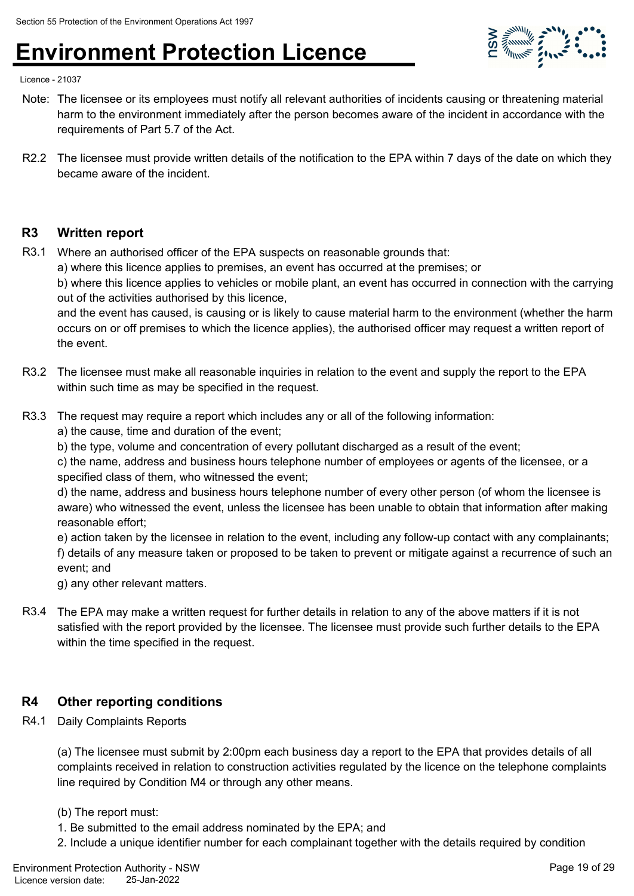Note: The licensee or its employees must notify all relevant authorities of incidents causing or threatening material harm to the environment immediately after the person becomes aware of the incident in accordance with the requirements of Part 5.7 of the Act.

R2.2 The licensee must provide written details of the notification to the EPA within 7 days of the date on which they became aware of the incident.

## R3 Written report

R3.1 Where an authorised officer of the EPA suspects on reasonable grounds that:
a) where this licence applies to premises, an event has occurred at the premises; or
b) where this licence applies to vehicles or mobile plant, an event has occurred in connection with the carrying out of the activities authorised by this licence,
and the event has caused, is causing or is likely to cause material harm to the environment (whether the harm occurs on or off premises to which the licence applies), the authorised officer may request a written report of the event.

R3.2 The licensee must make all reasonable inquiries in relation to the event and supply the report to the EPA within such time as may be specified in the request.

R3.3 The request may require a report which includes any or all of the following information:
a) the cause, time and duration of the event;
b) the type, volume and concentration of every pollutant discharged as a result of the event;
c) the name, address and business hours telephone number of employees or agents of the licensee, or a specified class of them, who witnessed the event;
d) the name, address and business hours telephone number of every other person (of whom the licensee is aware) who witnessed the event, unless the licensee has been unable to obtain that information after making reasonable effort;
e) action taken by the licensee in relation to the event, including any follow-up contact with any complainants;
f) details of any measure taken or proposed to be taken to prevent or mitigate against a recurrence of such an event; and
g) any other relevant matters.

R3.4 The EPA may make a written request for further details in relation to any of the above matters if it is not satisfied with the report provided by the licensee. The licensee must provide such further details to the EPA within the time specified in the request.

## R4 Other reporting conditions

R4.1 Daily Complaints Reports

(a) The licensee must submit by 2:00pm each business day a report to the EPA that provides details of all complaints received in relation to construction activities regulated by the licence on the telephone complaints line required by Condition M4 or through any other means.

(b) The report must:
1. Be submitted to the email address nominated by the EPA; and
2. Include a unique identifier number for each complainant together with the details required by condition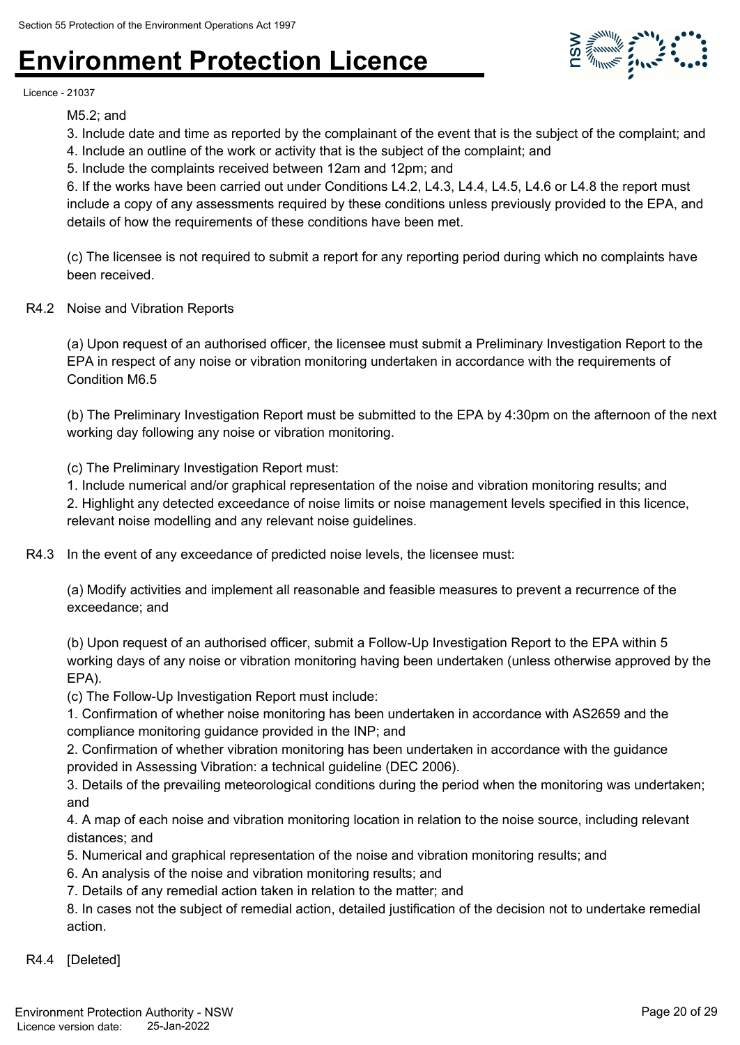M5.2; and

3. Include date and time as reported by the complainant of the event that is the subject of the complaint; and
4. Include an outline of the work or activity that is the subject of the complaint; and
5. Include the complaints received between 12am and 12pm; and
6. If the works have been carried out under Conditions L4.2, L4.3, L4.4, L4.5, L4.6 or L4.8 the report must include a copy of any assessments required by these conditions unless previously provided to the EPA, and details of how the requirements of these conditions have been met.

(c) The licensee is not required to submit a report for any reporting period during which no complaints have been received.

R4.2 Noise and Vibration Reports

(a) Upon request of an authorised officer, the licensee must submit a Preliminary Investigation Report to the EPA in respect of any noise or vibration monitoring undertaken in accordance with the requirements of Condition M6.5

(b) The Preliminary Investigation Report must be submitted to the EPA by 4:30pm on the afternoon of the next working day following any noise or vibration monitoring.

(c) The Preliminary Investigation Report must:
1. Include numerical and/or graphical representation of the noise and vibration monitoring results; and
2. Highlight any detected exceedance of noise limits or noise management levels specified in this licence, relevant noise modelling and any relevant noise guidelines.

R4.3 In the event of any exceedance of predicted noise levels, the licensee must:

(a) Modify activities and implement all reasonable and feasible measures to prevent a recurrence of the exceedance; and

(b) Upon request of an authorised officer, submit a Follow-Up Investigation Report to the EPA within 5 working days of any noise or vibration monitoring having been undertaken (unless otherwise approved by the EPA).

(c) The Follow-Up Investigation Report must include:
1. Confirmation of whether noise monitoring has been undertaken in accordance with AS2659 and the compliance monitoring guidance provided in the INP; and
2. Confirmation of whether vibration monitoring has been undertaken in accordance with the guidance provided in Assessing Vibration: a technical guideline (DEC 2006).
3. Details of the prevailing meteorological conditions during the period when the monitoring was undertaken; and
4. A map of each noise and vibration monitoring location in relation to the noise source, including relevant distances; and
5. Numerical and graphical representation of the noise and vibration monitoring results; and
6. An analysis of the noise and vibration monitoring results; and
7. Details of any remedial action taken in relation to the matter; and
8. In cases not the subject of remedial action, detailed justification of the decision not to undertake remedial action.

R4.4 [Deleted]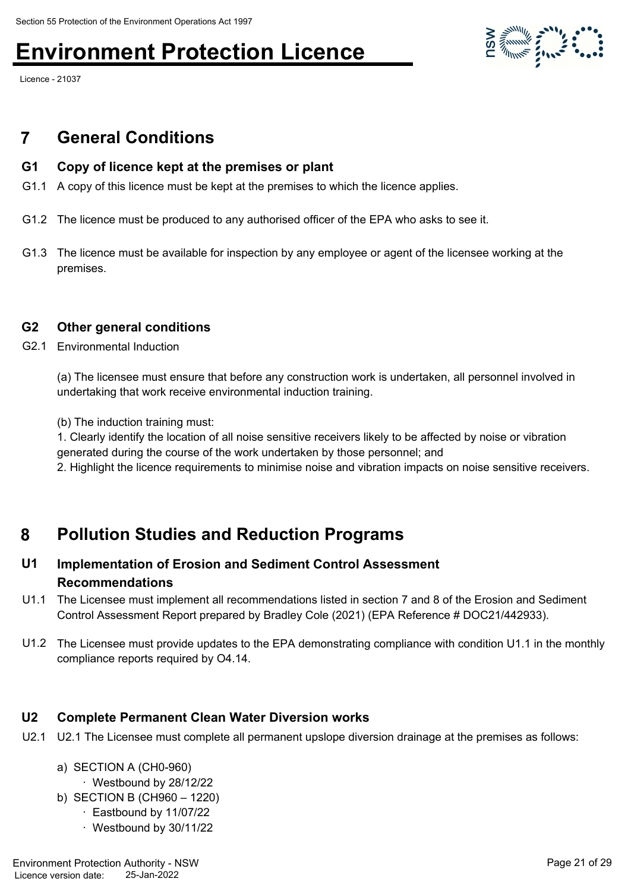## 7 General Conditions

### G1 Copy of licence kept at the premises or plant

G1.1 A copy of this licence must be kept at the premises to which the licence applies.

G1.2 The licence must be produced to any authorised officer of the EPA who asks to see it.

G1.3 The licence must be available for inspection by any employee or agent of the licensee working at the premises.

### G2 Other general conditions

G2.1 Environmental Induction

(a) The licensee must ensure that before any construction work is undertaken, all personnel involved in undertaking that work receive environmental induction training.

(b) The induction training must:
1. Clearly identify the location of all noise sensitive receivers likely to be affected by noise or vibration generated during the course of the work undertaken by those personnel; and
2. Highlight the licence requirements to minimise noise and vibration impacts on noise sensitive receivers.

## 8 Pollution Studies and Reduction Programs

### U1 Implementation of Erosion and Sediment Control Assessment Recommendations

U1.1 The Licensee must implement all recommendations listed in section 7 and 8 of the Erosion and Sediment Control Assessment Report prepared by Bradley Cole (2021) (EPA Reference # DOC21/442933).

U1.2 The Licensee must provide updates to the EPA demonstrating compliance with condition U1.1 in the monthly compliance reports required by O4.14.

### U2 Complete Permanent Clean Water Diversion works

U2.1 U2.1 The Licensee must complete all permanent upslope diversion drainage at the premises as follows:

a) SECTION A (CH0-960)
   - Westbound by 28/12/22

b) SECTION B (CH960 – 1220)
   - Eastbound by 11/07/22
   - Westbound by 30/11/22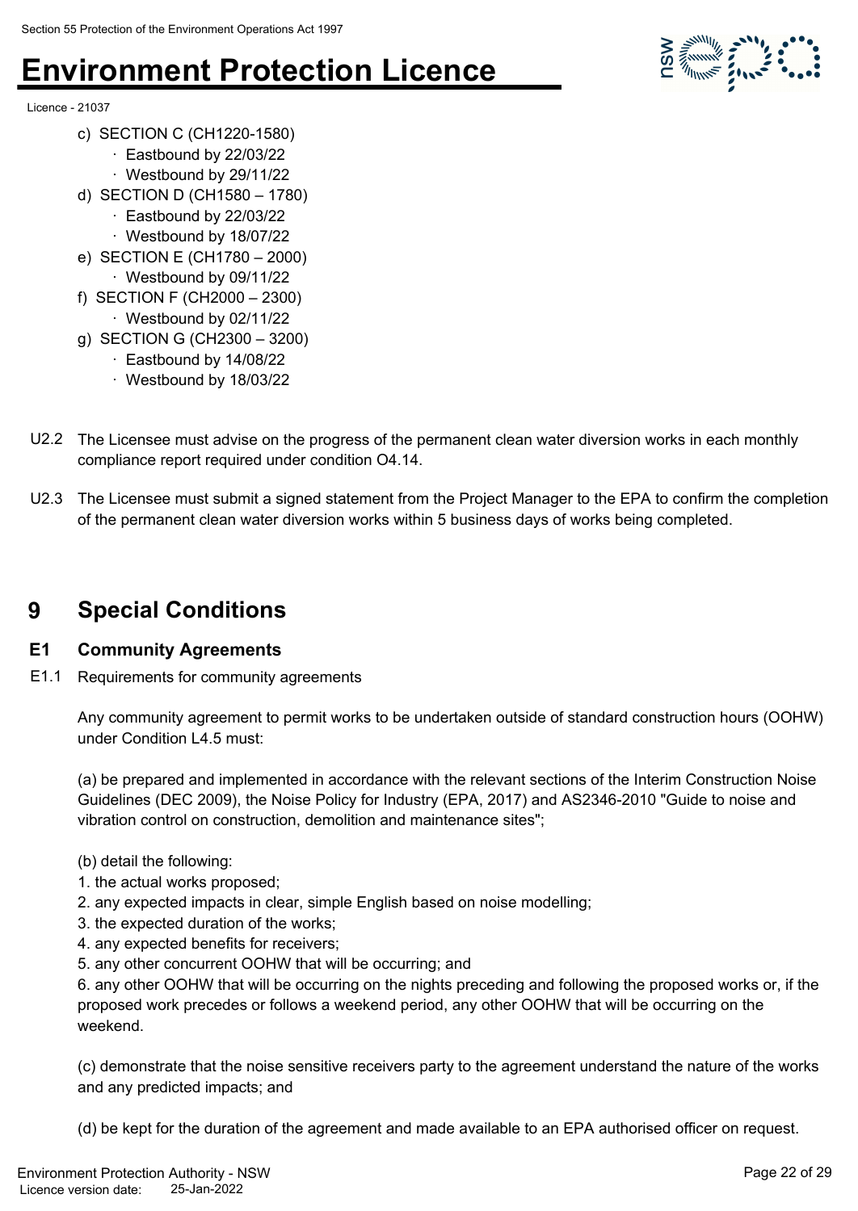c) SECTION C (CH1220-1580)
   - Eastbound by 22/03/22
   - Westbound by 29/11/22

d) SECTION D (CH1580 – 1780)
   - Eastbound by 22/03/22
   - Westbound by 18/07/22

e) SECTION E (CH1780 – 2000)
   - Westbound by 09/11/22

f) SECTION F (CH2000 – 2300)
   - Westbound by 02/11/22

g) SECTION G (CH2300 – 3200)
   - Eastbound by 14/08/22
   - Westbound by 18/03/22

U2.2 The Licensee must advise on the progress of the permanent clean water diversion works in each monthly compliance report required under condition O4.14.

U2.3 The Licensee must submit a signed statement from the Project Manager to the EPA to confirm the completion of the permanent clean water diversion works within 5 business days of works being completed.

# 9 Special Conditions

## E1 Community Agreements

E1.1 Requirements for community agreements

Any community agreement to permit works to be undertaken outside of standard construction hours (OOHW) under Condition L4.5 must:

(a) be prepared and implemented in accordance with the relevant sections of the Interim Construction Noise Guidelines (DEC 2009), the Noise Policy for Industry (EPA, 2017) and AS2346-2010 "Guide to noise and vibration control on construction, demolition and maintenance sites";

(b) detail the following:
1. the actual works proposed;
2. any expected impacts in clear, simple English based on noise modelling;
3. the expected duration of the works;
4. any expected benefits for receivers;
5. any other concurrent OOHW that will be occurring; and
6. any other OOHW that will be occurring on the nights preceding and following the proposed works or, if the proposed work precedes or follows a weekend period, any other OOHW that will be occurring on the weekend.

(c) demonstrate that the noise sensitive receivers party to the agreement understand the nature of the works and any predicted impacts; and

(d) be kept for the duration of the agreement and made available to an EPA authorised officer on request.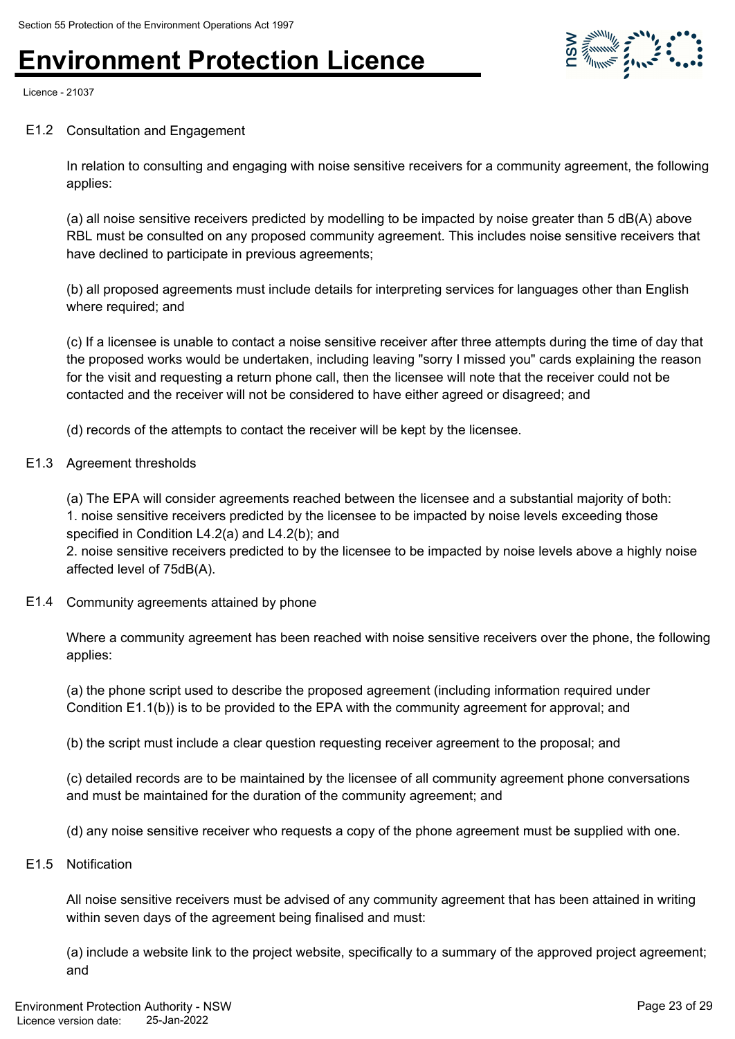### E1.2 Consultation and Engagement

In relation to consulting and engaging with noise sensitive receivers for a community agreement, the following applies:

(a) all noise sensitive receivers predicted by modelling to be impacted by noise greater than 5 dB(A) above RBL must be consulted on any proposed community agreement. This includes noise sensitive receivers that have declined to participate in previous agreements;

(b) all proposed agreements must include details for interpreting services for languages other than English where required; and

(c) If a licensee is unable to contact a noise sensitive receiver after three attempts during the time of day that the proposed works would be undertaken, including leaving "sorry I missed you" cards explaining the reason for the visit and requesting a return phone call, then the licensee will note that the receiver could not be contacted and the receiver will not be considered to have either agreed or disagreed; and

(d) records of the attempts to contact the receiver will be kept by the licensee.

### E1.3 Agreement thresholds

(a) The EPA will consider agreements reached between the licensee and a substantial majority of both:
1. noise sensitive receivers predicted by the licensee to be impacted by noise levels exceeding those specified in Condition L4.2(a) and L4.2(b); and
2. noise sensitive receivers predicted to by the licensee to be impacted by noise levels above a highly noise affected level of 75dB(A).

### E1.4 Community agreements attained by phone

Where a community agreement has been reached with noise sensitive receivers over the phone, the following applies:

(a) the phone script used to describe the proposed agreement (including information required under Condition E1.1(b)) is to be provided to the EPA with the community agreement for approval; and

(b) the script must include a clear question requesting receiver agreement to the proposal; and

(c) detailed records are to be maintained by the licensee of all community agreement phone conversations and must be maintained for the duration of the community agreement; and

(d) any noise sensitive receiver who requests a copy of the phone agreement must be supplied with one.

### E1.5 Notification

All noise sensitive receivers must be advised of any community agreement that has been attained in writing within seven days of the agreement being finalised and must:

(a) include a website link to the project website, specifically to a summary of the approved project agreement; and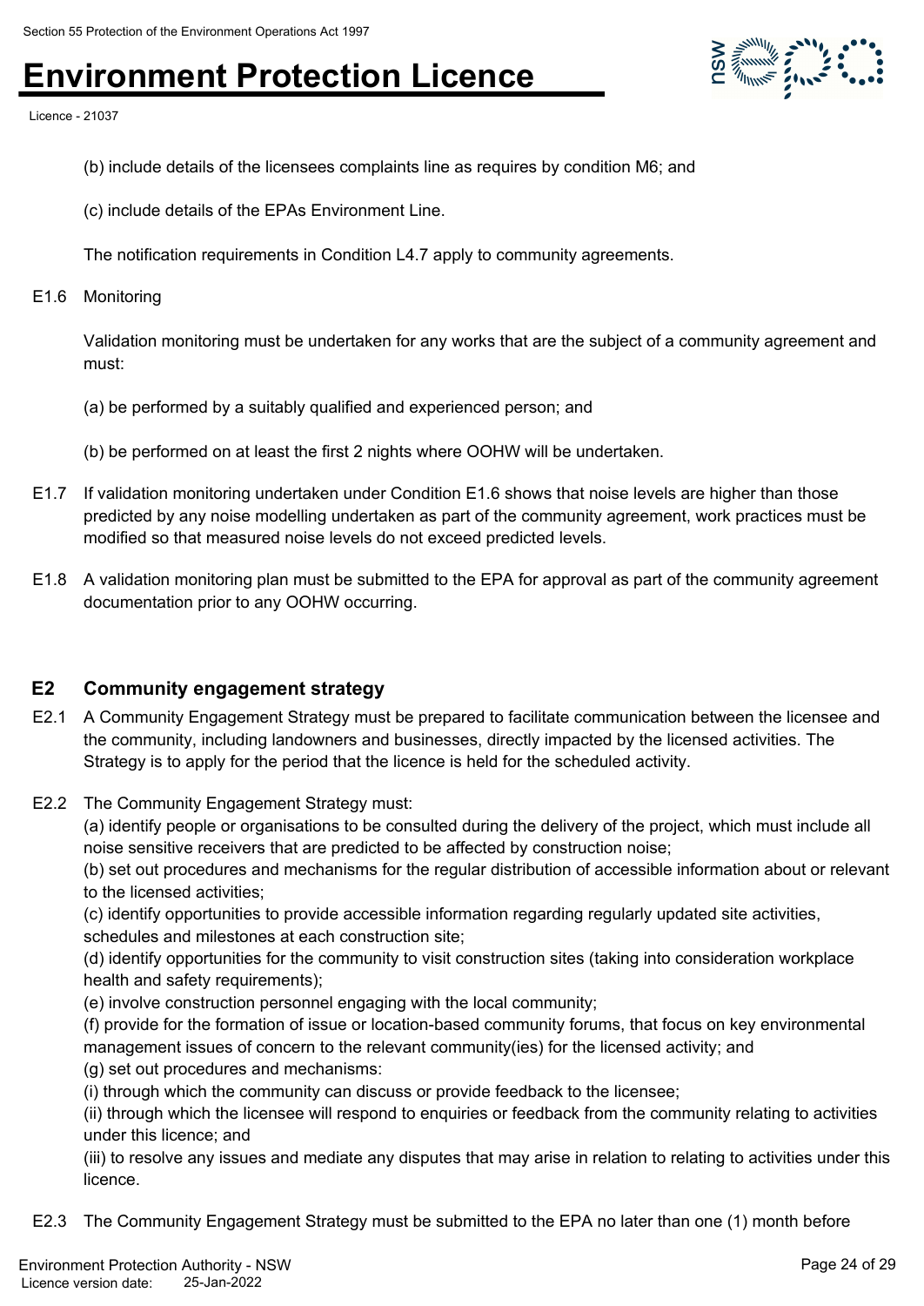(b) include details of the licensees complaints line as requires by condition M6; and

(c) include details of the EPAs Environment Line.

The notification requirements in Condition L4.7 apply to community agreements.

E1.6 Monitoring

Validation monitoring must be undertaken for any works that are the subject of a community agreement and must:

(a) be performed by a suitably qualified and experienced person; and

(b) be performed on at least the first 2 nights where OOHW will be undertaken.

E1.7 If validation monitoring undertaken under Condition E1.6 shows that noise levels are higher than those predicted by any noise modelling undertaken as part of the community agreement, work practices must be modified so that measured noise levels do not exceed predicted levels.

E1.8 A validation monitoring plan must be submitted to the EPA for approval as part of the community agreement documentation prior to any OOHW occurring.

## E2 Community engagement strategy

E2.1 A Community Engagement Strategy must be prepared to facilitate communication between the licensee and the community, including landowners and businesses, directly impacted by the licensed activities. The Strategy is to apply for the period that the licence is held for the scheduled activity.

E2.2 The Community Engagement Strategy must:

(a) identify people or organisations to be consulted during the delivery of the project, which must include all noise sensitive receivers that are predicted to be affected by construction noise;

(b) set out procedures and mechanisms for the regular distribution of accessible information about or relevant to the licensed activities;

(c) identify opportunities to provide accessible information regarding regularly updated site activities, schedules and milestones at each construction site;

(d) identify opportunities for the community to visit construction sites (taking into consideration workplace health and safety requirements);

(e) involve construction personnel engaging with the local community;

(f) provide for the formation of issue or location-based community forums, that focus on key environmental management issues of concern to the relevant community(ies) for the licensed activity; and

(g) set out procedures and mechanisms:

(i) through which the community can discuss or provide feedback to the licensee;

(ii) through which the licensee will respond to enquiries or feedback from the community relating to activities under this licence; and

(iii) to resolve any issues and mediate any disputes that may arise in relation to relating to activities under this licence.

E2.3 The Community Engagement Strategy must be submitted to the EPA no later than one (1) month before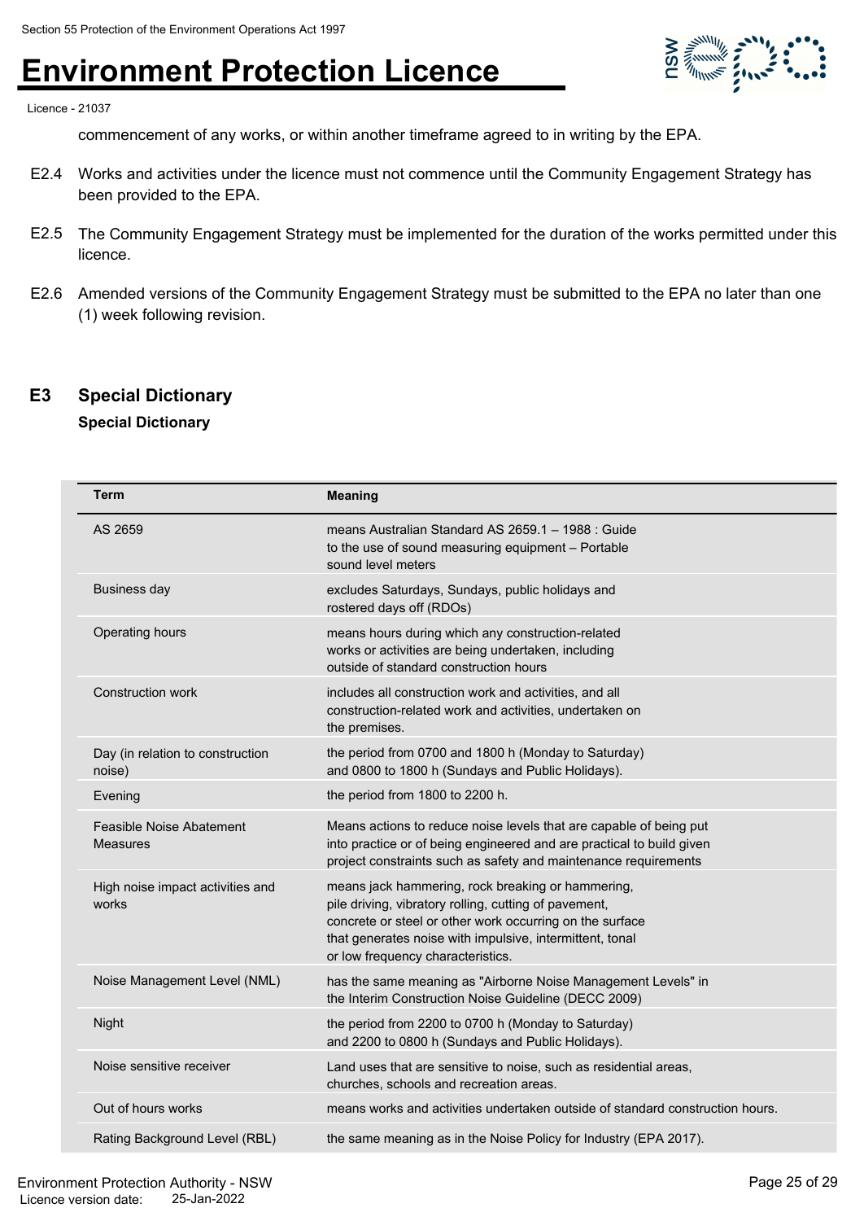commencement of any works, or within another timeframe agreed to in writing by the EPA.

E2.4 Works and activities under the licence must not commence until the Community Engagement Strategy has been provided to the EPA.

E2.5 The Community Engagement Strategy must be implemented for the duration of the works permitted under this licence.

E2.6 Amended versions of the Community Engagement Strategy must be submitted to the EPA no later than one (1) week following revision.

## E3 Special Dictionary

**Special Dictionary**

| Term | Meaning |
|---|---|
| AS 2659 | means Australian Standard AS 2659.1 – 1988 : Guide to the use of sound measuring equipment – Portable sound level meters |
| Business day | excludes Saturdays, Sundays, public holidays and rostered days off (RDOs) |
| Operating hours | means hours during which any construction-related works or activities are being undertaken, including outside of standard construction hours |
| Construction work | includes all construction work and activities, and all construction-related work and activities, undertaken on the premises. |
| Day (in relation to construction noise) | the period from 0700 and 1800 h (Monday to Saturday) and 0800 to 1800 h (Sundays and Public Holidays). |
| Evening | the period from 1800 to 2200 h. |
| Feasible Noise Abatement Measures | Means actions to reduce noise levels that are capable of being put into practice or of being engineered and are practical to build given project constraints such as safety and maintenance requirements |
| High noise impact activities and works | means jack hammering, rock breaking or hammering, pile driving, vibratory rolling, cutting of pavement, concrete or steel or other work occurring on the surface that generates noise with impulsive, intermittent, tonal or low frequency characteristics. |
| Noise Management Level (NML) | has the same meaning as "Airborne Noise Management Levels" in the Interim Construction Noise Guideline (DECC 2009) |
| Night | the period from 2200 to 0700 h (Monday to Saturday) and 2200 to 0800 h (Sundays and Public Holidays). |
| Noise sensitive receiver | Land uses that are sensitive to noise, such as residential areas, churches, schools and recreation areas. |
| Out of hours works | means works and activities undertaken outside of standard construction hours. |
| Rating Background Level (RBL) | the same meaning as in the Noise Policy for Industry (EPA 2017). |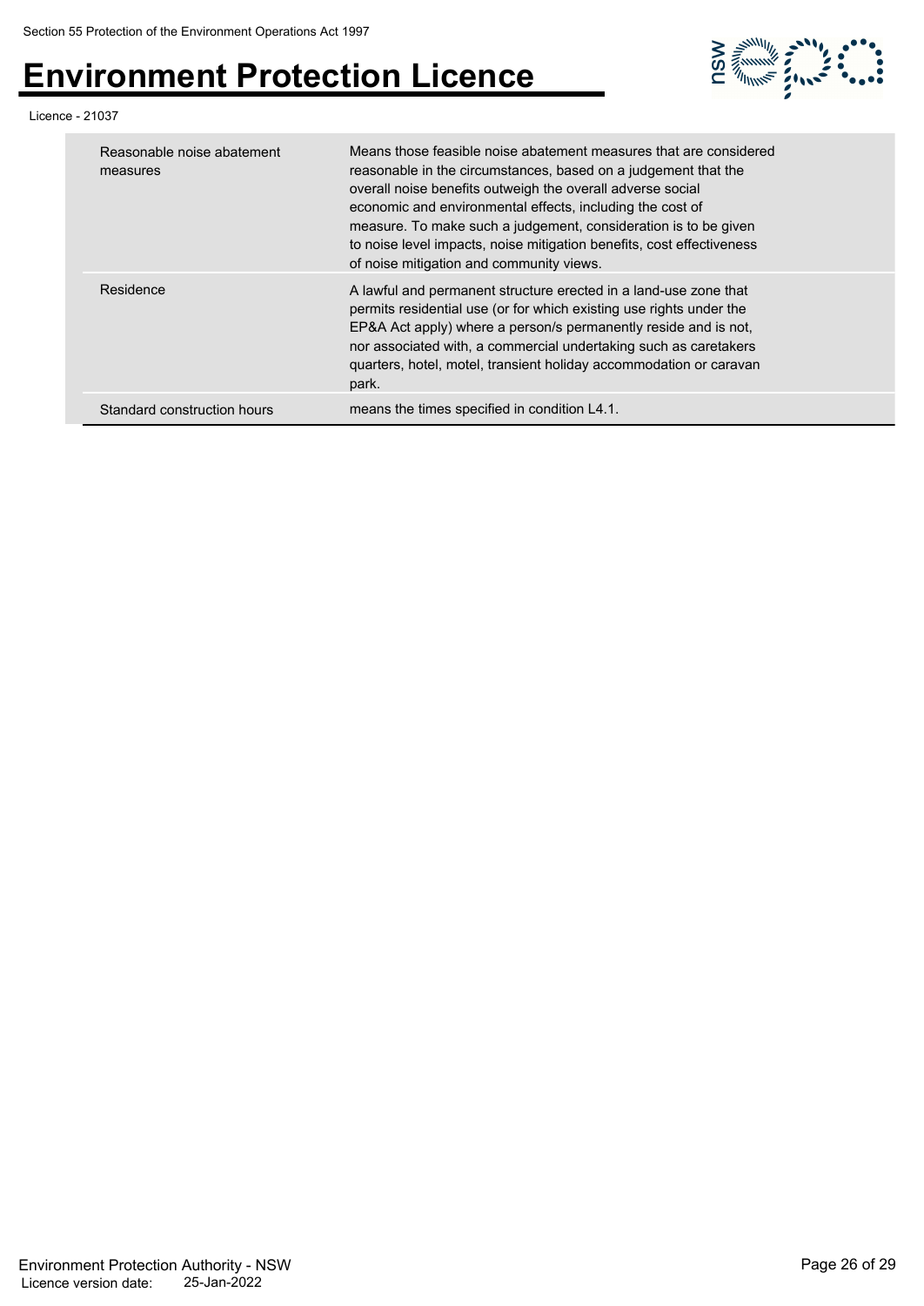| | |
|---|---|
| Reasonable noise abatement measures | Means those feasible noise abatement measures that are considered reasonable in the circumstances, based on a judgement that the overall noise benefits outweigh the overall adverse social economic and environmental effects, including the cost of measure. To make such a judgement, consideration is to be given to noise level impacts, noise mitigation benefits, cost effectiveness of noise mitigation and community views. |
| Residence | A lawful and permanent structure erected in a land-use zone that permits residential use (or for which existing use rights under the EP&A Act apply) where a person/s permanently reside and is not, nor associated with, a commercial undertaking such as caretakers quarters, hotel, motel, transient holiday accommodation or caravan park. |
| Standard construction hours | means the times specified in condition L4.1. |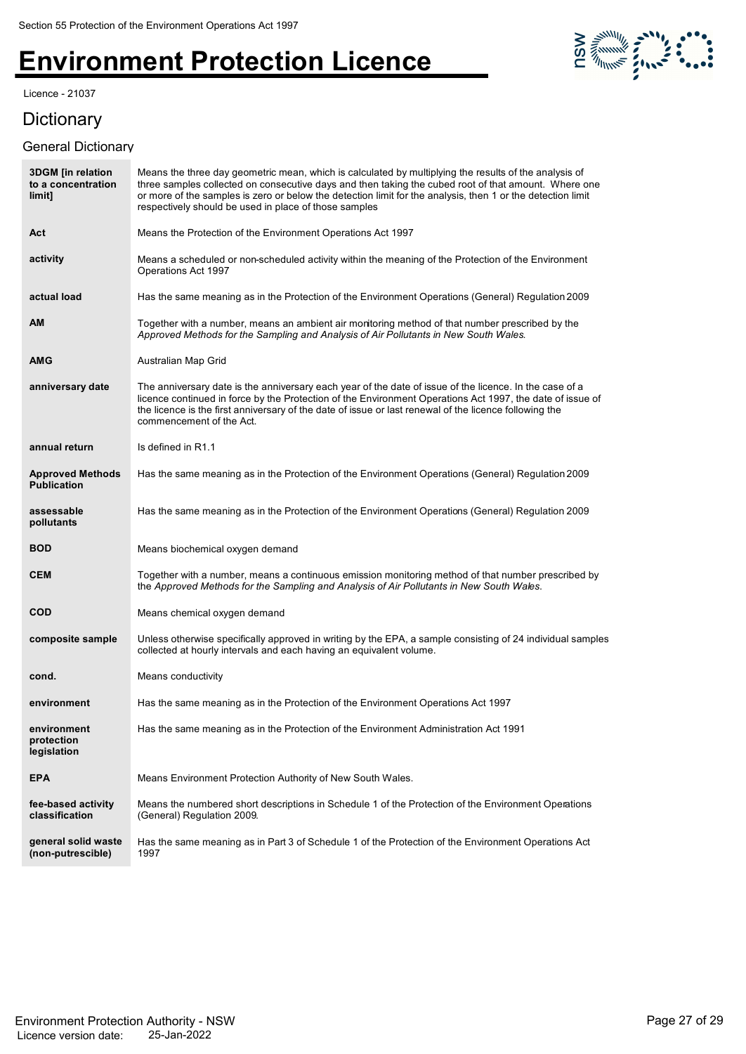# Environment Protection Licence

Licence - 21037

## Dictionary

### General Dictionary

| Term | Definition |
|---|---|
| **3DGM [in relation to a concentration limit]** | Means the three day geometric mean, which is calculated by multiplying the results of the analysis of three samples collected on consecutive days and then taking the cubed root of that amount. Where one or more of the samples is zero or below the detection limit for the analysis, then 1 or the detection limit respectively should be used in place of those samples |
| **Act** | Means the Protection of the Environment Operations Act 1997 |
| **activity** | Means a scheduled or non-scheduled activity within the meaning of the Protection of the Environment Operations Act 1997 |
| **actual load** | Has the same meaning as in the Protection of the Environment Operations (General) Regulation 2009 |
| **AM** | Together with a number, means an ambient air monitoring method of that number prescribed by the *Approved Methods for the Sampling and Analysis of Air Pollutants in New South Wales.* |
| **AMG** | Australian Map Grid |
| **anniversary date** | The anniversary date is the anniversary each year of the date of issue of the licence. In the case of a licence continued in force by the Protection of the Environment Operations Act 1997, the date of issue of the licence is the first anniversary of the date of issue or last renewal of the licence following the commencement of the Act. |
| **annual return** | Is defined in R1.1 |
| **Approved Methods Publication** | Has the same meaning as in the Protection of the Environment Operations (General) Regulation 2009 |
| **assessable pollutants** | Has the same meaning as in the Protection of the Environment Operations (General) Regulation 2009 |
| **BOD** | Means biochemical oxygen demand |
| **CEM** | Together with a number, means a continuous emission monitoring method of that number prescribed by the *Approved Methods for the Sampling and Analysis of Air Pollutants in New South Wales.* |
| **COD** | Means chemical oxygen demand |
| **composite sample** | Unless otherwise specifically approved in writing by the EPA, a sample consisting of 24 individual samples collected at hourly intervals and each having an equivalent volume. |
| **cond.** | Means conductivity |
| **environment** | Has the same meaning as in the Protection of the Environment Operations Act 1997 |
| **environment protection legislation** | Has the same meaning as in the Protection of the Environment Administration Act 1991 |
| **EPA** | Means Environment Protection Authority of New South Wales. |
| **fee-based activity classification** | Means the numbered short descriptions in Schedule 1 of the Protection of the Environment Operations (General) Regulation 2009. |
| **general solid waste (non-putrescible)** | Has the same meaning as in Part 3 of Schedule 1 of the Protection of the Environment Operations Act 1997 |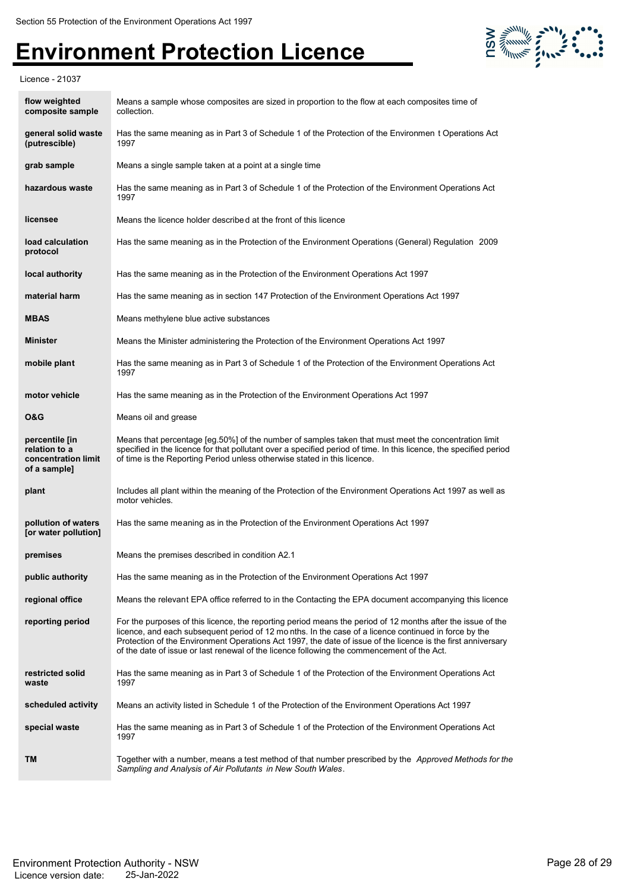| | |
|---|---|
| **flow weighted composite sample** | Means a sample whose composites are sized in proportion to the flow at each composites time of collection. |
| **general solid waste (putrescible)** | Has the same meaning as in Part 3 of Schedule 1 of the Protection of the Environmen t Operations Act 1997 |
| **grab sample** | Means a single sample taken at a point at a single time |
| **hazardous waste** | Has the same meaning as in Part 3 of Schedule 1 of the Protection of the Environment Operations Act 1997 |
| **licensee** | Means the licence holder describe d at the front of this licence |
| **load calculation protocol** | Has the same meaning as in the Protection of the Environment Operations (General) Regulation 2009 |
| **local authority** | Has the same meaning as in the Protection of the Environment Operations Act 1997 |
| **material harm** | Has the same meaning as in section 147 Protection of the Environment Operations Act 1997 |
| **MBAS** | Means methylene blue active substances |
| **Minister** | Means the Minister administering the Protection of the Environment Operations Act 1997 |
| **mobile plant** | Has the same meaning as in Part 3 of Schedule 1 of the Protection of the Environment Operations Act 1997 |
| **motor vehicle** | Has the same meaning as in the Protection of the Environment Operations Act 1997 |
| **O&G** | Means oil and grease |
| **percentile [in relation to a concentration limit of a sample]** | Means that percentage [eg.50%] of the number of samples taken that must meet the concentration limit specified in the licence for that pollutant over a specified period of time. In this licence, the specified period of time is the Reporting Period unless otherwise stated in this licence. |
| **plant** | Includes all plant within the meaning of the Protection of the Environment Operations Act 1997 as well as motor vehicles. |
| **pollution of waters [or water pollution]** | Has the same meaning as in the Protection of the Environment Operations Act 1997 |
| **premises** | Means the premises described in condition A2.1 |
| **public authority** | Has the same meaning as in the Protection of the Environment Operations Act 1997 |
| **regional office** | Means the relevant EPA office referred to in the Contacting the EPA document accompanying this licence |
| **reporting period** | For the purposes of this licence, the reporting period means the period of 12 months after the issue of the licence, and each subsequent period of 12 mo nths. In the case of a licence continued in force by the Protection of the Environment Operations Act 1997, the date of issue of the licence is the first anniversary of the date of issue or last renewal of the licence following the commencement of the Act. |
| **restricted solid waste** | Has the same meaning as in Part 3 of Schedule 1 of the Protection of the Environment Operations Act 1997 |
| **scheduled activity** | Means an activity listed in Schedule 1 of the Protection of the Environment Operations Act 1997 |
| **special waste** | Has the same meaning as in Part 3 of Schedule 1 of the Protection of the Environment Operations Act 1997 |
| **TM** | Together with a number, means a test method of that number prescribed by the *Approved Methods for the Sampling and Analysis of Air Pollutants in New South Wales*. |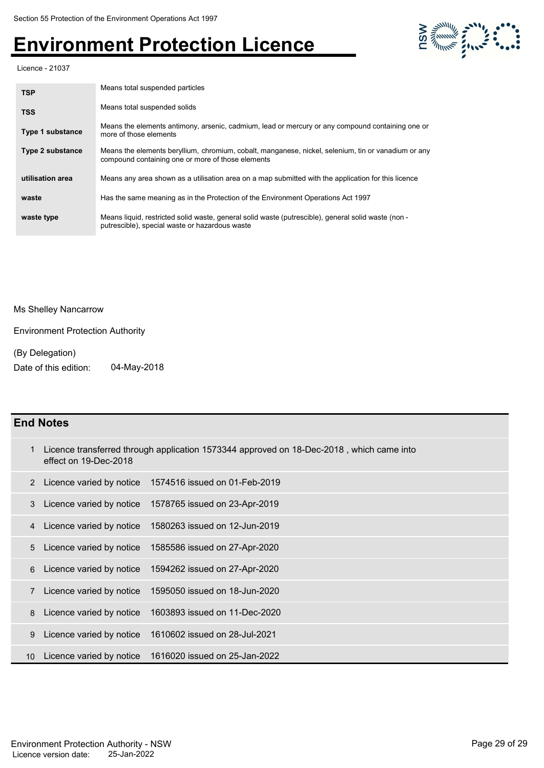| | |
|---|---|
| **TSP** | Means total suspended particles |
| **TSS** | Means total suspended solids |
| **Type 1 substance** | Means the elements antimony, arsenic, cadmium, lead or mercury or any compound containing one or more of those elements |
| **Type 2 substance** | Means the elements beryllium, chromium, cobalt, manganese, nickel, selenium, tin or vanadium or any compound containing one or more of those elements |
| **utilisation area** | Means any area shown as a utilisation area on a map submitted with the application for this licence |
| **waste** | Has the same meaning as in the Protection of the Environment Operations Act 1997 |
| **waste type** | Means liquid, restricted solid waste, general solid waste (putrescible), general solid waste (non - putrescible), special waste or hazardous waste |

Ms Shelley Nancarrow

Environment Protection Authority

(By Delegation)

Date of this edition: 04-May-2018

## End Notes

| | | |
|---|---|---|
| 1 | Licence transferred through application 1573344 approved on 18-Dec-2018 , which came into effect on 19-Dec-2018 | |
| 2 | Licence varied by notice | 1574516 issued on 01-Feb-2019 |
| 3 | Licence varied by notice | 1578765 issued on 23-Apr-2019 |
| 4 | Licence varied by notice | 1580263 issued on 12-Jun-2019 |
| 5 | Licence varied by notice | 1585586 issued on 27-Apr-2020 |
| 6 | Licence varied by notice | 1594262 issued on 27-Apr-2020 |
| 7 | Licence varied by notice | 1595050 issued on 18-Jun-2020 |
| 8 | Licence varied by notice | 1603893 issued on 11-Dec-2020 |
| 9 | Licence varied by notice | 1610602 issued on 28-Jul-2021 |
| 10 | Licence varied by notice | 1616020 issued on 25-Jan-2022 |